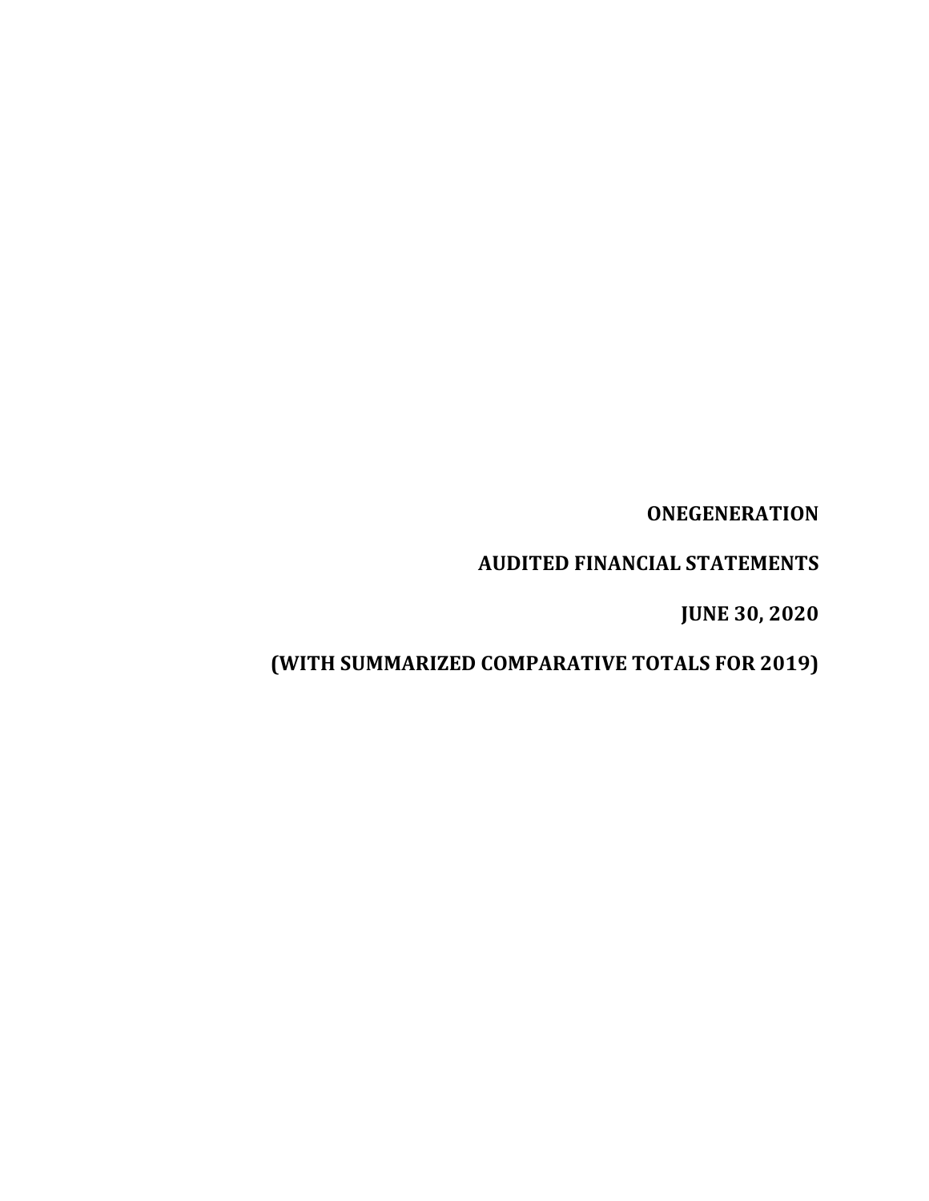# ONEGENERATION

## AUDITED FINANCIAL STATEMENTS

## JUNE 30, 2020

## (WITH SUMMARIZED COMPARATIVE TOTALS FOR 2019)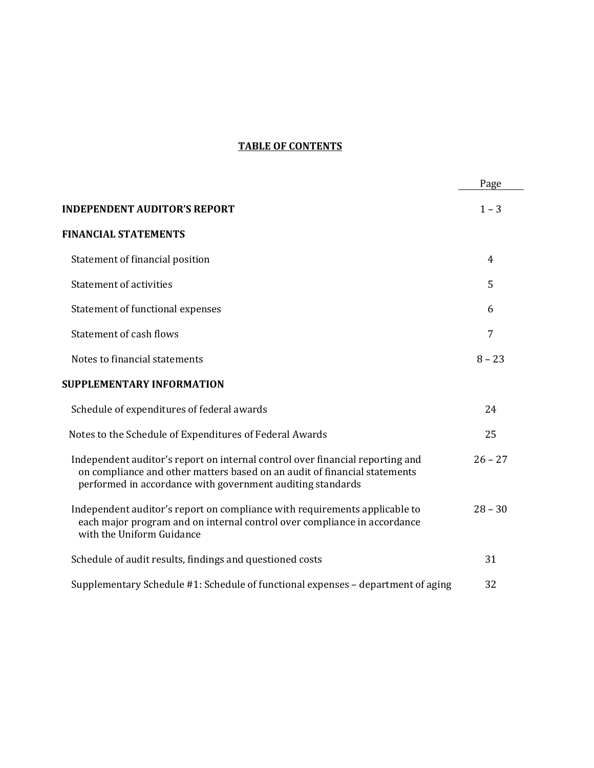# TABLE OF CONTENTS

| | Page |
|---|---|
| **INDEPENDENT AUDITOR'S REPORT** | 1 – 3 |
| **FINANCIAL STATEMENTS** | |
| Statement of financial position | 4 |
| Statement of activities | 5 |
| Statement of functional expenses | 6 |
| Statement of cash flows | 7 |
| Notes to financial statements | 8 – 23 |
| **SUPPLEMENTARY INFORMATION** | |
| Schedule of expenditures of federal awards | 24 |
| Notes to the Schedule of Expenditures of Federal Awards | 25 |
| Independent auditor's report on internal control over financial reporting and on compliance and other matters based on an audit of financial statements performed in accordance with government auditing standards | 26 – 27 |
| Independent auditor's report on compliance with requirements applicable to each major program and on internal control over compliance in accordance with the Uniform Guidance | 28 – 30 |
| Schedule of audit results, findings and questioned costs | 31 |
| Supplementary Schedule #1: Schedule of functional expenses – department of aging | 32 |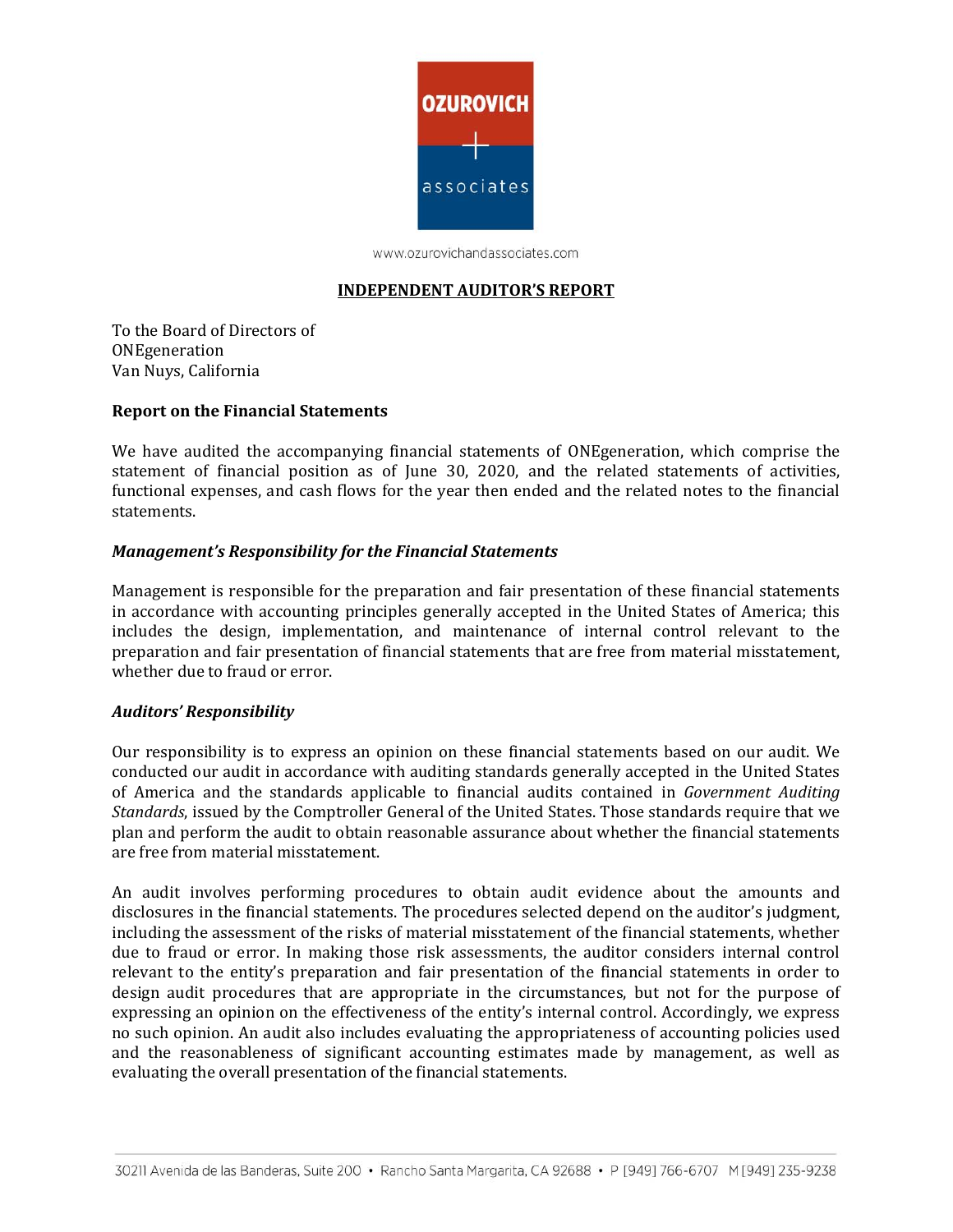www.ozurovichandassociates.com

## INDEPENDENT AUDITOR'S REPORT

To the Board of Directors of
ONEgeneration
Van Nuys, California

### Report on the Financial Statements

We have audited the accompanying financial statements of ONEgeneration, which comprise the statement of financial position as of June 30, 2020, and the related statements of activities, functional expenses, and cash flows for the year then ended and the related notes to the financial statements.

#### *Management's Responsibility for the Financial Statements*

Management is responsible for the preparation and fair presentation of these financial statements in accordance with accounting principles generally accepted in the United States of America; this includes the design, implementation, and maintenance of internal control relevant to the preparation and fair presentation of financial statements that are free from material misstatement, whether due to fraud or error.

#### *Auditors' Responsibility*

Our responsibility is to express an opinion on these financial statements based on our audit. We conducted our audit in accordance with auditing standards generally accepted in the United States of America and the standards applicable to financial audits contained in *Government Auditing Standards*, issued by the Comptroller General of the United States. Those standards require that we plan and perform the audit to obtain reasonable assurance about whether the financial statements are free from material misstatement.

An audit involves performing procedures to obtain audit evidence about the amounts and disclosures in the financial statements. The procedures selected depend on the auditor's judgment, including the assessment of the risks of material misstatement of the financial statements, whether due to fraud or error. In making those risk assessments, the auditor considers internal control relevant to the entity's preparation and fair presentation of the financial statements in order to design audit procedures that are appropriate in the circumstances, but not for the purpose of expressing an opinion on the effectiveness of the entity's internal control. Accordingly, we express no such opinion. An audit also includes evaluating the appropriateness of accounting policies used and the reasonableness of significant accounting estimates made by management, as well as evaluating the overall presentation of the financial statements.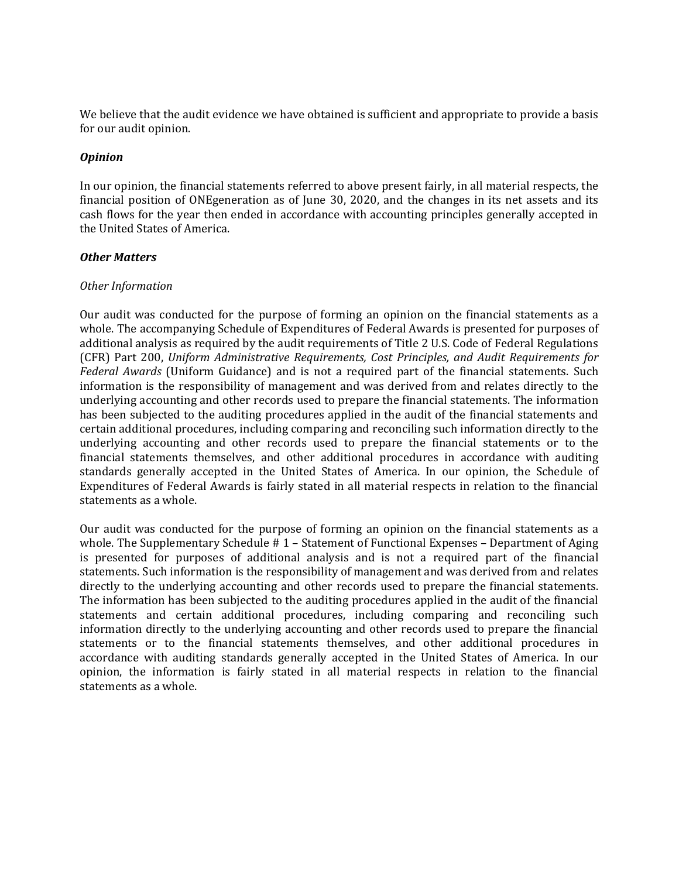We believe that the audit evidence we have obtained is sufficient and appropriate to provide a basis for our audit opinion.

***Opinion***

In our opinion, the financial statements referred to above present fairly, in all material respects, the financial position of ONEgeneration as of June 30, 2020, and the changes in its net assets and its cash flows for the year then ended in accordance with accounting principles generally accepted in the United States of America.

***Other Matters***

*Other Information*

Our audit was conducted for the purpose of forming an opinion on the financial statements as a whole. The accompanying Schedule of Expenditures of Federal Awards is presented for purposes of additional analysis as required by the audit requirements of Title 2 U.S. Code of Federal Regulations (CFR) Part 200, *Uniform Administrative Requirements, Cost Principles, and Audit Requirements for Federal Awards* (Uniform Guidance) and is not a required part of the financial statements. Such information is the responsibility of management and was derived from and relates directly to the underlying accounting and other records used to prepare the financial statements. The information has been subjected to the auditing procedures applied in the audit of the financial statements and certain additional procedures, including comparing and reconciling such information directly to the underlying accounting and other records used to prepare the financial statements or to the financial statements themselves, and other additional procedures in accordance with auditing standards generally accepted in the United States of America. In our opinion, the Schedule of Expenditures of Federal Awards is fairly stated in all material respects in relation to the financial statements as a whole.

Our audit was conducted for the purpose of forming an opinion on the financial statements as a whole. The Supplementary Schedule # 1 – Statement of Functional Expenses – Department of Aging is presented for purposes of additional analysis and is not a required part of the financial statements. Such information is the responsibility of management and was derived from and relates directly to the underlying accounting and other records used to prepare the financial statements. The information has been subjected to the auditing procedures applied in the audit of the financial statements and certain additional procedures, including comparing and reconciling such information directly to the underlying accounting and other records used to prepare the financial statements or to the financial statements themselves, and other additional procedures in accordance with auditing standards generally accepted in the United States of America. In our opinion, the information is fairly stated in all material respects in relation to the financial statements as a whole.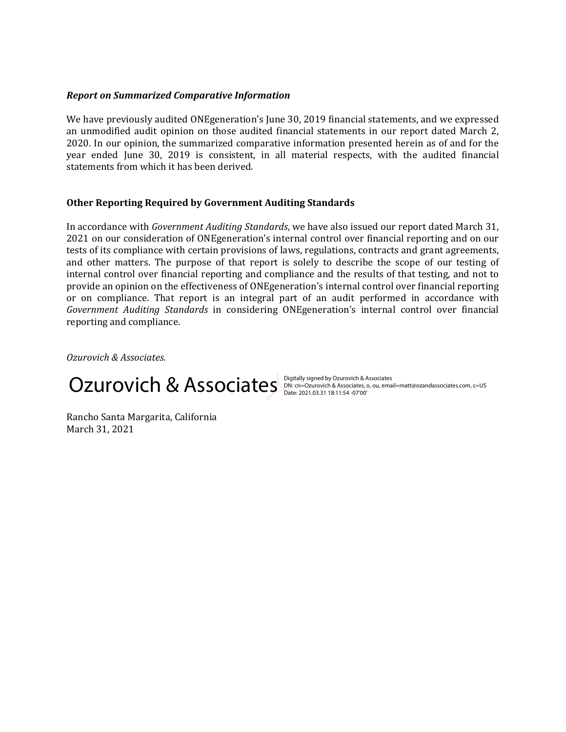***Report on Summarized Comparative Information***

We have previously audited ONEgeneration's June 30, 2019 financial statements, and we expressed an unmodified audit opinion on those audited financial statements in our report dated March 2, 2020. In our opinion, the summarized comparative information presented herein as of and for the year ended June 30, 2019 is consistent, in all material respects, with the audited financial statements from which it has been derived.

**Other Reporting Required by Government Auditing Standards**

In accordance with *Government Auditing Standards*, we have also issued our report dated March 31, 2021 on our consideration of ONEgeneration's internal control over financial reporting and on our tests of its compliance with certain provisions of laws, regulations, contracts and grant agreements, and other matters. The purpose of that report is solely to describe the scope of our testing of internal control over financial reporting and compliance and the results of that testing, and not to provide an opinion on the effectiveness of ONEgeneration's internal control over financial reporting or on compliance. That report is an integral part of an audit performed in accordance with *Government Auditing Standards* in considering ONEgeneration's internal control over financial reporting and compliance.

*Ozurovich & Associates.*

Ozurovich & Associates Digitally signed by Ozurovich & Associates
DN: cn=Ozurovich & Associates, o, ou, email=matt@ozandassociates.com, c=US
Date: 2021.03.31 18:11:54 -07'00'

Rancho Santa Margarita, California
March 31, 2021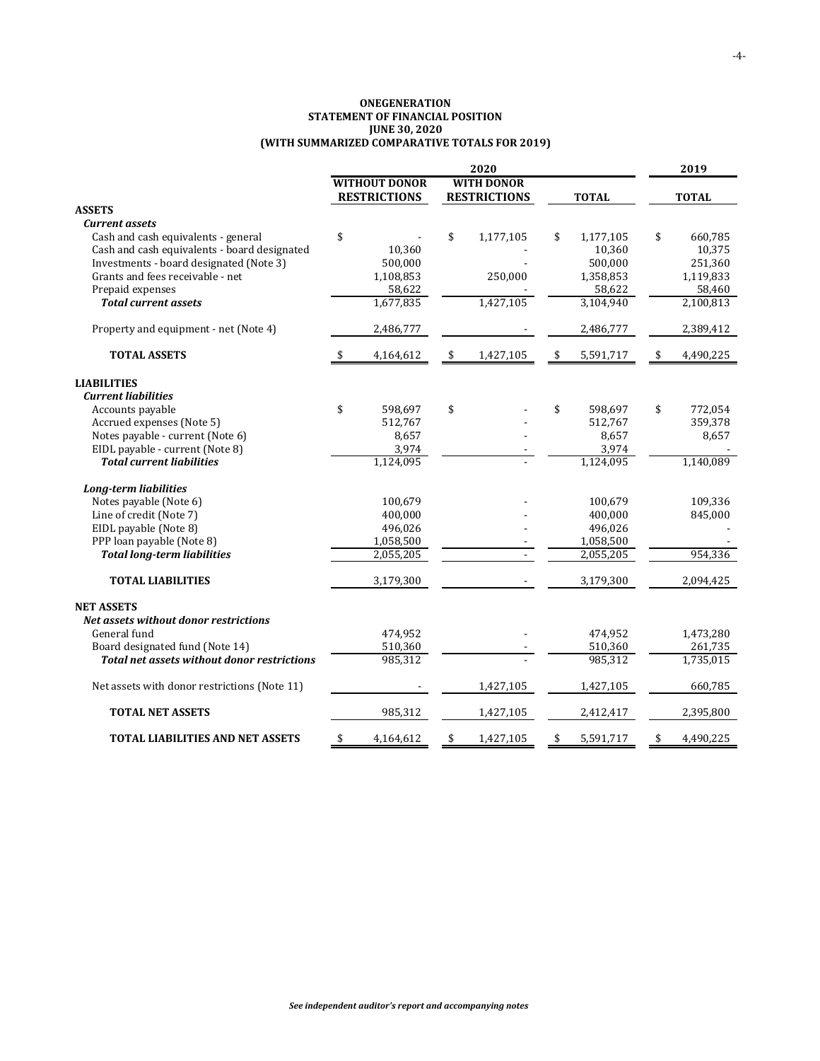**ONEGENERATION**
**STATEMENT OF FINANCIAL POSITION**
**JUNE 30, 2020**
**(WITH SUMMARIZED COMPARATIVE TOTALS FOR 2019)**

| | 2020 | | | 2019 |
|---|---|---|---|---|
| | **WITHOUT DONOR RESTRICTIONS** | **WITH DONOR RESTRICTIONS** | **TOTAL** | **TOTAL** |
| **ASSETS** | | | | |
| ***Current assets*** | | | | |
| Cash and cash equivalents - general | $ - | $ 1,177,105 | $ 1,177,105 | $ 660,785 |
| Cash and cash equivalents - board designated | 10,360 | - | 10,360 | 10,375 |
| Investments - board designated (Note 3) | 500,000 | - | 500,000 | 251,360 |
| Grants and fees receivable - net | 1,108,853 | 250,000 | 1,358,853 | 1,119,833 |
| Prepaid expenses | 58,622 | - | 58,622 | 58,460 |
| ***Total current assets*** | 1,677,835 | 1,427,105 | 3,104,940 | 2,100,813 |
| Property and equipment - net (Note 4) | 2,486,777 | - | 2,486,777 | 2,389,412 |
| **TOTAL ASSETS** | $ 4,164,612 | $ 1,427,105 | $ 5,591,717 | $ 4,490,225 |
| **LIABILITIES** | | | | |
| ***Current liabilities*** | | | | |
| Accounts payable | $ 598,697 | $ - | $ 598,697 | $ 772,054 |
| Accrued expenses (Note 5) | 512,767 | - | 512,767 | 359,378 |
| Notes payable - current (Note 6) | 8,657 | - | 8,657 | 8,657 |
| EIDL payable - current (Note 8) | 3,974 | - | 3,974 | - |
| ***Total current liabilities*** | 1,124,095 | - | 1,124,095 | 1,140,089 |
| ***Long-term liabilities*** | | | | |
| Notes payable (Note 6) | 100,679 | - | 100,679 | 109,336 |
| Line of credit (Note 7) | 400,000 | - | 400,000 | 845,000 |
| EIDL payable (Note 8) | 496,026 | - | 496,026 | - |
| PPP loan payable (Note 8) | 1,058,500 | - | 1,058,500 | - |
| ***Total long-term liabilities*** | 2,055,205 | - | 2,055,205 | 954,336 |
| **TOTAL LIABILITIES** | 3,179,300 | - | 3,179,300 | 2,094,425 |
| **NET ASSETS** | | | | |
| ***Net assets without donor restrictions*** | | | | |
| General fund | 474,952 | - | 474,952 | 1,473,280 |
| Board designated fund (Note 14) | 510,360 | - | 510,360 | 261,735 |
| ***Total net assets without donor restrictions*** | 985,312 | - | 985,312 | 1,735,015 |
| Net assets with donor restrictions (Note 11) | - | 1,427,105 | 1,427,105 | 660,785 |
| **TOTAL NET ASSETS** | 985,312 | 1,427,105 | 2,412,417 | 2,395,800 |
| **TOTAL LIABILITIES AND NET ASSETS** | $ 4,164,612 | $ 1,427,105 | $ 5,591,717 | $ 4,490,225 |

***See independent auditor's report and accompanying notes***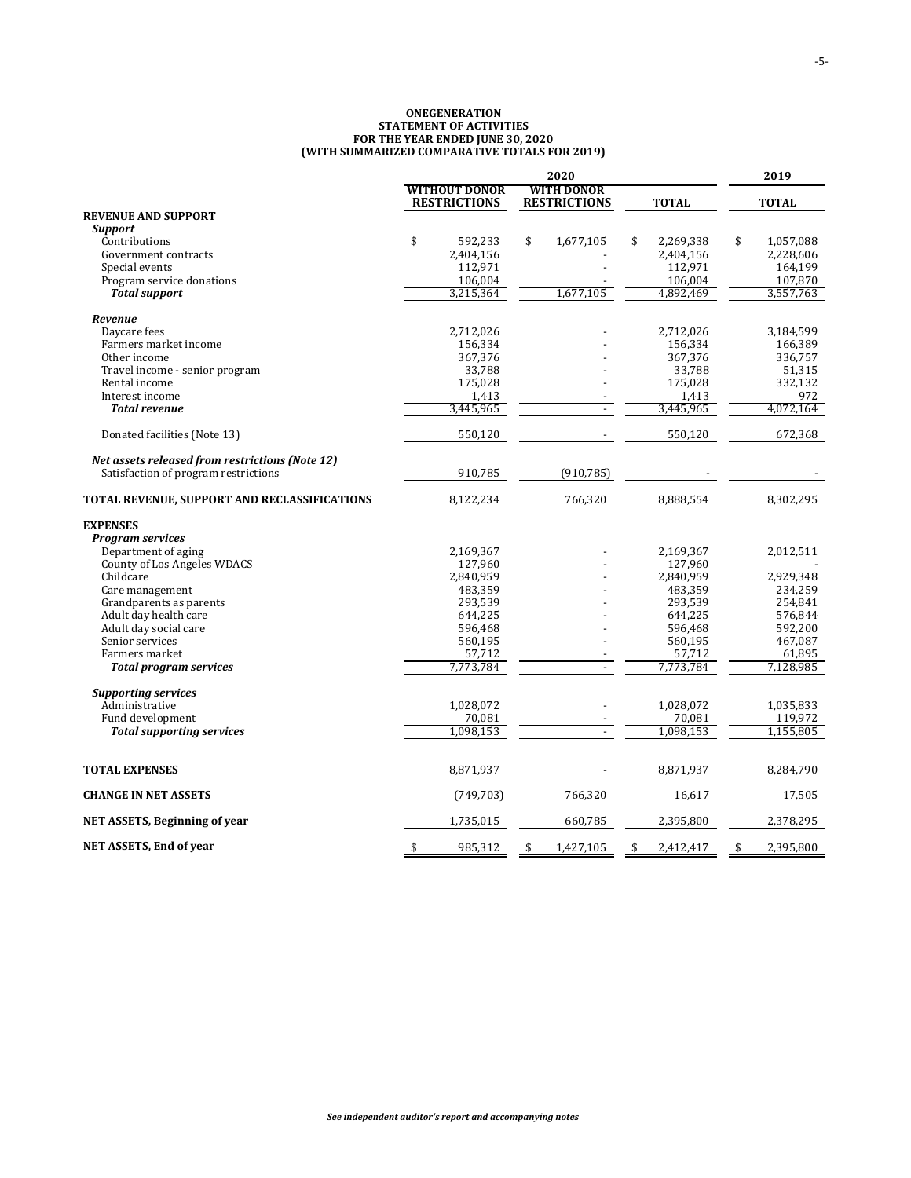# ONEGENERATION
## STATEMENT OF ACTIVITIES
## FOR THE YEAR ENDED JUNE 30, 2020
## (WITH SUMMARIZED COMPARATIVE TOTALS FOR 2019)

| | 2020 | | | 2019 |
|---|---|---|---|---|
| | WITHOUT DONOR RESTRICTIONS | WITH DONOR RESTRICTIONS | TOTAL | TOTAL |
| **REVENUE AND SUPPORT** | | | | |
| ***Support*** | | | | |
| Contributions | $ 592,233 | $ 1,677,105 | $ 2,269,338 | $ 1,057,088 |
| Government contracts | 2,404,156 | - | 2,404,156 | 2,228,606 |
| Special events | 112,971 | - | 112,971 | 164,199 |
| Program service donations | 106,004 | - | 106,004 | 107,870 |
| ***Total support*** | 3,215,364 | 1,677,105 | 4,892,469 | 3,557,763 |
| ***Revenue*** | | | | |
| Daycare fees | 2,712,026 | - | 2,712,026 | 3,184,599 |
| Farmers market income | 156,334 | - | 156,334 | 166,389 |
| Other income | 367,376 | - | 367,376 | 336,757 |
| Travel income - senior program | 33,788 | - | 33,788 | 51,315 |
| Rental income | 175,028 | - | 175,028 | 332,132 |
| Interest income | 1,413 | - | 1,413 | 972 |
| ***Total revenue*** | 3,445,965 | - | 3,445,965 | 4,072,164 |
| Donated facilities (Note 13) | 550,120 | - | 550,120 | 672,368 |
| ***Net assets released from restrictions (Note 12)*** | | | | |
| Satisfaction of program restrictions | 910,785 | (910,785) | - | - |
| **TOTAL REVENUE, SUPPORT AND RECLASSIFICATIONS** | 8,122,234 | 766,320 | 8,888,554 | 8,302,295 |
| **EXPENSES** | | | | |
| ***Program services*** | | | | |
| Department of aging | 2,169,367 | - | 2,169,367 | 2,012,511 |
| County of Los Angeles WDACS | 127,960 | - | 127,960 | - |
| Childcare | 2,840,959 | - | 2,840,959 | 2,929,348 |
| Care management | 483,359 | - | 483,359 | 234,259 |
| Grandparents as parents | 293,539 | - | 293,539 | 254,841 |
| Adult day health care | 644,225 | - | 644,225 | 576,844 |
| Adult day social care | 596,468 | - | 596,468 | 592,200 |
| Senior services | 560,195 | - | 560,195 | 467,087 |
| Farmers market | 57,712 | - | 57,712 | 61,895 |
| ***Total program services*** | 7,773,784 | - | 7,773,784 | 7,128,985 |
| ***Supporting services*** | | | | |
| Administrative | 1,028,072 | - | 1,028,072 | 1,035,833 |
| Fund development | 70,081 | - | 70,081 | 119,972 |
| ***Total supporting services*** | 1,098,153 | - | 1,098,153 | 1,155,805 |
| **TOTAL EXPENSES** | 8,871,937 | - | 8,871,937 | 8,284,790 |
| **CHANGE IN NET ASSETS** | (749,703) | 766,320 | 16,617 | 17,505 |
| **NET ASSETS, Beginning of year** | 1,735,015 | 660,785 | 2,395,800 | 2,378,295 |
| **NET ASSETS, End of year** | $ 985,312 | $ 1,427,105 | $ 2,412,417 | $ 2,395,800 |

*See independent auditor's report and accompanying notes*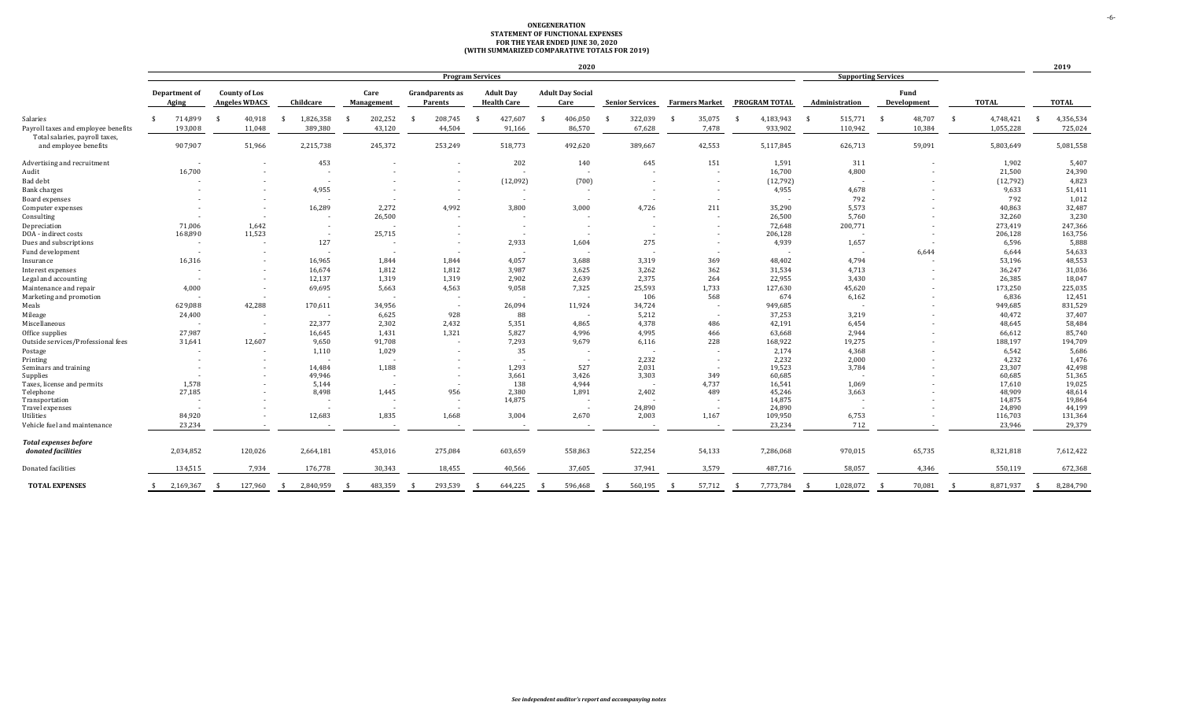# ONEGENERATION
## STATEMENT OF FUNCTIONAL EXPENSES
## FOR THE YEAR ENDED JUNE 30, 2020
## (WITH SUMMARIZED COMPARATIVE TOTALS FOR 2019)

| | 2020 | | | | | | | | | | | | | 2019 |
|---|---|---|---|---|---|---|---|---|---|---|---|---|---|---|
| | Program Services | | | | | | | | | | Supporting Services | | | |
| | Department of Aging | County of Los Angeles WDACS | Childcare | Care Management | Grandparents as Parents | Adult Day Health Care | Adult Day Social Care | Senior Services | Farmers Market | PROGRAM TOTAL | Administration | Fund Development | TOTAL | TOTAL |
| Salaries | $ 714,899 | $ 40,918 | $ 1,826,358 | $ 202,252 | $ 208,745 | $ 427,607 | $ 406,050 | $ 322,039 | $ 35,075 | $ 4,183,943 | $ 515,771 | $ 48,707 | $ 4,748,421 | $ 4,356,534 |
| Payroll taxes and employee benefits | 193,008 | 11,048 | 389,380 | 43,120 | 44,504 | 91,166 | 86,570 | 67,628 | 7,478 | 933,902 | 110,942 | 10,384 | 1,055,228 | 725,024 |
| Total salaries, payroll taxes, and employee benefits | 907,907 | 51,966 | 2,215,738 | 245,372 | 253,249 | 518,773 | 492,620 | 389,667 | 42,553 | 5,117,845 | 626,713 | 59,091 | 5,803,649 | 5,081,558 |
| Advertising and recruitment | - | - | 453 | - | - | 202 | 140 | 645 | 151 | 1,591 | 311 | - | 1,902 | 5,407 |
| Audit | 16,700 | - | - | - | - | - | - | - | - | 16,700 | 4,800 | - | 21,500 | 24,390 |
| Bad debt | - | - | - | - | - | (12,092) | (700) | - | - | (12,792) | - | - | (12,792) | 4,823 |
| Bank charges | - | - | 4,955 | - | - | - | - | - | - | 4,955 | 4,678 | - | 9,633 | 51,411 |
| Board expenses | - | - | - | - | - | - | - | - | - | - | 792 | - | 792 | 1,012 |
| Computer expenses | - | - | 16,289 | 2,272 | 4,992 | 3,800 | 3,000 | 4,726 | 211 | 35,290 | 5,573 | - | 40,863 | 32,487 |
| Consulting | - | - | - | 26,500 | - | - | - | - | - | 26,500 | 5,760 | - | 32,260 | 3,230 |
| Depreciation | 71,006 | 1,642 | - | - | - | - | - | - | - | 72,648 | 200,771 | - | 273,419 | 247,366 |
| DOA - indirect costs | 168,890 | 11,523 | - | 25,715 | - | - | - | - | - | 206,128 | - | - | 206,128 | 163,756 |
| Dues and subscriptions | - | - | 127 | - | - | 2,933 | 1,604 | 275 | - | 4,939 | 1,657 | - | 6,596 | 5,888 |
| Fund development | - | - | - | - | - | - | - | - | - | - | - | 6,644 | 6,644 | 54,633 |
| Insurance | 16,316 | - | 16,965 | 1,844 | 1,844 | 4,057 | 3,688 | 3,319 | 369 | 48,402 | 4,794 | - | 53,196 | 48,553 |
| Interest expenses | - | - | 16,674 | 1,812 | 1,812 | 3,987 | 3,625 | 3,262 | 362 | 31,534 | 4,713 | - | 36,247 | 31,036 |
| Legal and accounting | - | - | 12,137 | 1,319 | 1,319 | 2,902 | 2,639 | 2,375 | 264 | 22,955 | 3,430 | - | 26,385 | 18,047 |
| Maintenance and repair | 4,000 | - | 69,695 | 5,663 | 4,563 | 9,058 | 7,325 | 25,593 | 1,733 | 127,630 | 45,620 | - | 173,250 | 225,035 |
| Marketing and promotion | - | - | - | - | - | - | - | 106 | 568 | 674 | 6,162 | - | 6,836 | 12,451 |
| Meals | 629,088 | 42,288 | 170,611 | 34,956 | - | 26,094 | 11,924 | 34,724 | - | 949,685 | - | - | 949,685 | 831,529 |
| Mileage | 24,400 | - | - | 6,625 | 928 | 88 | - | 5,212 | - | 37,253 | 3,219 | - | 40,472 | 37,407 |
| Miscellaneous | - | - | 22,377 | 2,302 | 2,432 | 5,351 | 4,865 | 4,378 | 486 | 42,191 | 6,454 | - | 48,645 | 58,484 |
| Office supplies | 27,987 | - | 16,645 | 1,431 | 1,321 | 5,827 | 4,996 | 4,995 | 466 | 63,668 | 2,944 | - | 66,612 | 85,740 |
| Outside services/Professional fees | 31,641 | 12,607 | 9,650 | 91,708 | - | 7,293 | 9,679 | 6,116 | 228 | 168,922 | 19,275 | - | 188,197 | 194,709 |
| Postage | - | - | 1,110 | 1,029 | - | 35 | - | - | - | 2,174 | 4,368 | - | 6,542 | 5,686 |
| Printing | - | - | - | - | - | - | - | 2,232 | - | 2,232 | 2,000 | - | 4,232 | 1,476 |
| Seminars and training | - | - | 14,484 | 1,188 | - | 1,293 | 527 | 2,031 | - | 19,523 | 3,784 | - | 23,307 | 42,498 |
| Supplies | - | - | 49,946 | - | - | 3,661 | 3,426 | 3,303 | 349 | 60,685 | - | - | 60,685 | 51,365 |
| Taxes, license and permits | 1,578 | - | 5,144 | - | - | 138 | 4,944 | - | 4,737 | 16,541 | 1,069 | - | 17,610 | 19,025 |
| Telephone | 27,185 | - | 8,498 | 1,445 | 956 | 2,380 | 1,891 | 2,402 | 489 | 45,246 | 3,663 | - | 48,909 | 48,614 |
| Transportation | - | - | - | - | - | 14,875 | - | - | - | 14,875 | - | - | 14,875 | 19,864 |
| Travel expenses | - | - | - | - | - | - | - | 24,890 | - | 24,890 | - | - | 24,890 | 44,199 |
| Utilities | 84,920 | - | 12,683 | 1,835 | 1,668 | 3,004 | 2,670 | 2,003 | 1,167 | 109,950 | 6,753 | - | 116,703 | 131,364 |
| Vehicle fuel and maintenance | 23,234 | - | - | - | - | - | - | - | - | 23,234 | 712 | - | 23,946 | 29,379 |
| ***Total expenses before donated facilities*** | 2,034,852 | 120,026 | 2,664,181 | 453,016 | 275,084 | 603,659 | 558,863 | 522,254 | 54,133 | 7,286,068 | 970,015 | 65,735 | 8,321,818 | 7,612,422 |
| Donated facilities | 134,515 | 7,934 | 176,778 | 30,343 | 18,455 | 40,566 | 37,605 | 37,941 | 3,579 | 487,716 | 58,057 | 4,346 | 550,119 | 672,368 |
| **TOTAL EXPENSES** | $ 2,169,367 | $ 127,960 | $ 2,840,959 | $ 483,359 | $ 293,539 | $ 644,225 | $ 596,468 | $ 560,195 | $ 57,712 | $ 7,773,784 | $ 1,028,072 | $ 70,081 | $ 8,871,937 | $ 8,284,790 |

*See independent auditor's report and accompanying notes*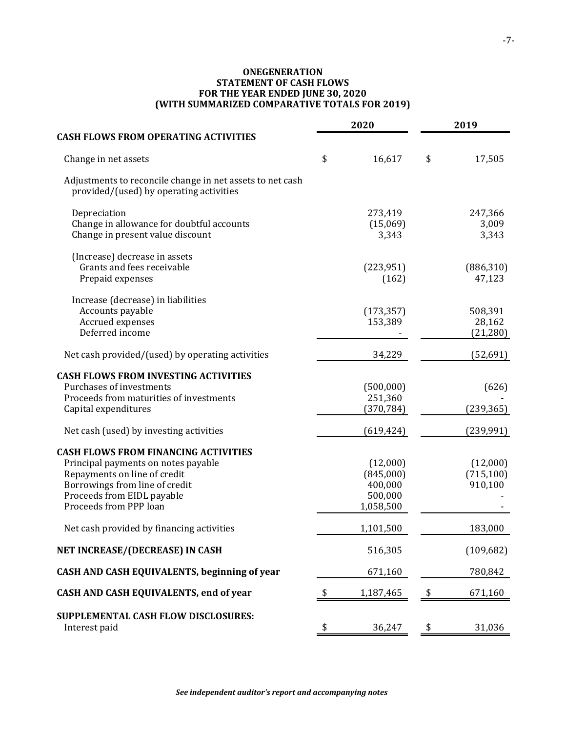# ONEGENERATION
## STATEMENT OF CASH FLOWS
### FOR THE YEAR ENDED JUNE 30, 2020
### (WITH SUMMARIZED COMPARATIVE TOTALS FOR 2019)

| | 2020 | 2019 |
|---|---|---|
| **CASH FLOWS FROM OPERATING ACTIVITIES** | | |
| Change in net assets | $ 16,617 | $ 17,505 |
| Adjustments to reconcile change in net assets to net cash provided/(used) by operating activities | | |
| Depreciation | 273,419 | 247,366 |
| Change in allowance for doubtful accounts | (15,069) | 3,009 |
| Change in present value discount | 3,343 | 3,343 |
| (Increase) decrease in assets | | |
| Grants and fees receivable | (223,951) | (886,310) |
| Prepaid expenses | (162) | 47,123 |
| Increase (decrease) in liabilities | | |
| Accounts payable | (173,357) | 508,391 |
| Accrued expenses | 153,389 | 28,162 |
| Deferred income | - | (21,280) |
| Net cash provided/(used) by operating activities | 34,229 | (52,691) |
| **CASH FLOWS FROM INVESTING ACTIVITIES** | | |
| Purchases of investments | (500,000) | (626) |
| Proceeds from maturities of investments | 251,360 | - |
| Capital expenditures | (370,784) | (239,365) |
| Net cash (used) by investing activities | (619,424) | (239,991) |
| **CASH FLOWS FROM FINANCING ACTIVITIES** | | |
| Principal payments on notes payable | (12,000) | (12,000) |
| Repayments on line of credit | (845,000) | (715,100) |
| Borrowings from line of credit | 400,000 | 910,100 |
| Proceeds from EIDL payable | 500,000 | - |
| Proceeds from PPP loan | 1,058,500 | - |
| Net cash provided by financing activities | 1,101,500 | 183,000 |
| **NET INCREASE/(DECREASE) IN CASH** | 516,305 | (109,682) |
| **CASH AND CASH EQUIVALENTS, beginning of year** | 671,160 | 780,842 |
| **CASH AND CASH EQUIVALENTS, end of year** | $ 1,187,465 | $ 671,160 |
| **SUPPLEMENTAL CASH FLOW DISCLOSURES:** | | |
| Interest paid | $ 36,247 | $ 31,036 |

*See independent auditor's report and accompanying notes*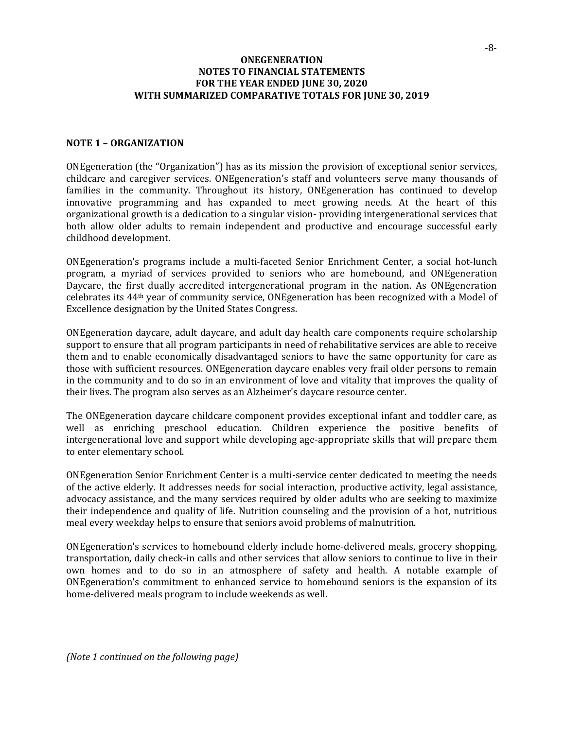# ONEGENERATION
## NOTES TO FINANCIAL STATEMENTS
## FOR THE YEAR ENDED JUNE 30, 2020
## WITH SUMMARIZED COMPARATIVE TOTALS FOR JUNE 30, 2019

### NOTE 1 – ORGANIZATION

ONEgeneration (the "Organization") has as its mission the provision of exceptional senior services, childcare and caregiver services. ONEgeneration's staff and volunteers serve many thousands of families in the community. Throughout its history, ONEgeneration has continued to develop innovative programming and has expanded to meet growing needs. At the heart of this organizational growth is a dedication to a singular vision- providing intergenerational services that both allow older adults to remain independent and productive and encourage successful early childhood development.

ONEgeneration's programs include a multi-faceted Senior Enrichment Center, a social hot-lunch program, a myriad of services provided to seniors who are homebound, and ONEgeneration Daycare, the first dually accredited intergenerational program in the nation. As ONEgeneration celebrates its 44th year of community service, ONEgeneration has been recognized with a Model of Excellence designation by the United States Congress.

ONEgeneration daycare, adult daycare, and adult day health care components require scholarship support to ensure that all program participants in need of rehabilitative services are able to receive them and to enable economically disadvantaged seniors to have the same opportunity for care as those with sufficient resources. ONEgeneration daycare enables very frail older persons to remain in the community and to do so in an environment of love and vitality that improves the quality of their lives. The program also serves as an Alzheimer's daycare resource center.

The ONEgeneration daycare childcare component provides exceptional infant and toddler care, as well as enriching preschool education. Children experience the positive benefits of intergenerational love and support while developing age-appropriate skills that will prepare them to enter elementary school.

ONEgeneration Senior Enrichment Center is a multi-service center dedicated to meeting the needs of the active elderly. It addresses needs for social interaction, productive activity, legal assistance, advocacy assistance, and the many services required by older adults who are seeking to maximize their independence and quality of life. Nutrition counseling and the provision of a hot, nutritious meal every weekday helps to ensure that seniors avoid problems of malnutrition.

ONEgeneration's services to homebound elderly include home-delivered meals, grocery shopping, transportation, daily check-in calls and other services that allow seniors to continue to live in their own homes and to do so in an atmosphere of safety and health. A notable example of ONEgeneration's commitment to enhanced service to homebound seniors is the expansion of its home-delivered meals program to include weekends as well.

*(Note 1 continued on the following page)*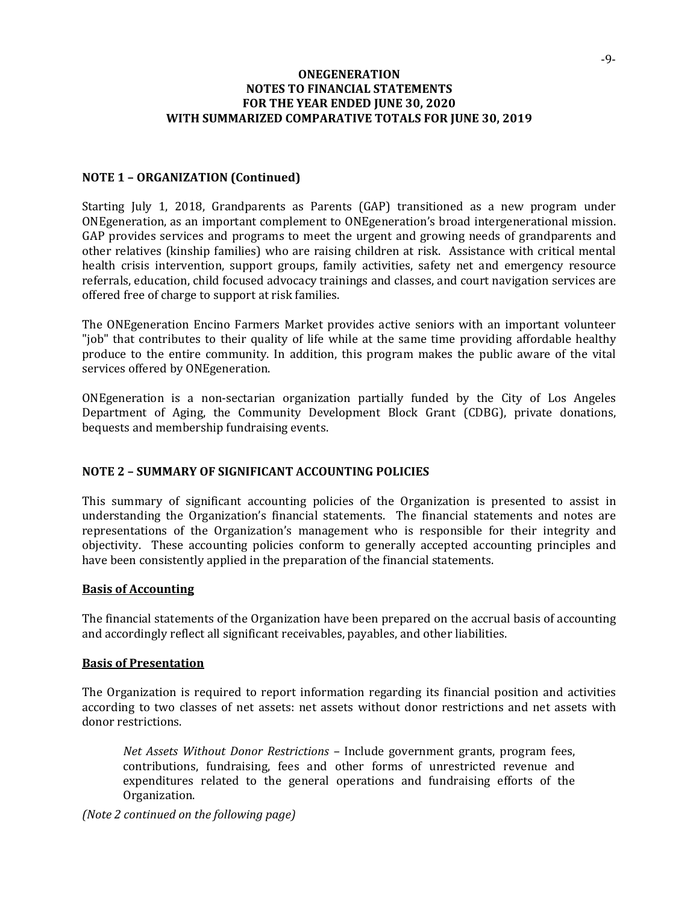## NOTE 1 – ORGANIZATION (Continued)

Starting July 1, 2018, Grandparents as Parents (GAP) transitioned as a new program under ONEgeneration, as an important complement to ONEgeneration's broad intergenerational mission. GAP provides services and programs to meet the urgent and growing needs of grandparents and other relatives (kinship families) who are raising children at risk. Assistance with critical mental health crisis intervention, support groups, family activities, safety net and emergency resource referrals, education, child focused advocacy trainings and classes, and court navigation services are offered free of charge to support at risk families.

The ONEgeneration Encino Farmers Market provides active seniors with an important volunteer "job" that contributes to their quality of life while at the same time providing affordable healthy produce to the entire community. In addition, this program makes the public aware of the vital services offered by ONEgeneration.

ONEgeneration is a non-sectarian organization partially funded by the City of Los Angeles Department of Aging, the Community Development Block Grant (CDBG), private donations, bequests and membership fundraising events.

## NOTE 2 – SUMMARY OF SIGNIFICANT ACCOUNTING POLICIES

This summary of significant accounting policies of the Organization is presented to assist in understanding the Organization's financial statements. The financial statements and notes are representations of the Organization's management who is responsible for their integrity and objectivity. These accounting policies conform to generally accepted accounting principles and have been consistently applied in the preparation of the financial statements.

### Basis of Accounting

The financial statements of the Organization have been prepared on the accrual basis of accounting and accordingly reflect all significant receivables, payables, and other liabilities.

### Basis of Presentation

The Organization is required to report information regarding its financial position and activities according to two classes of net assets: net assets without donor restrictions and net assets with donor restrictions.

> *Net Assets Without Donor Restrictions* – Include government grants, program fees, contributions, fundraising, fees and other forms of unrestricted revenue and expenditures related to the general operations and fundraising efforts of the Organization.

*(Note 2 continued on the following page)*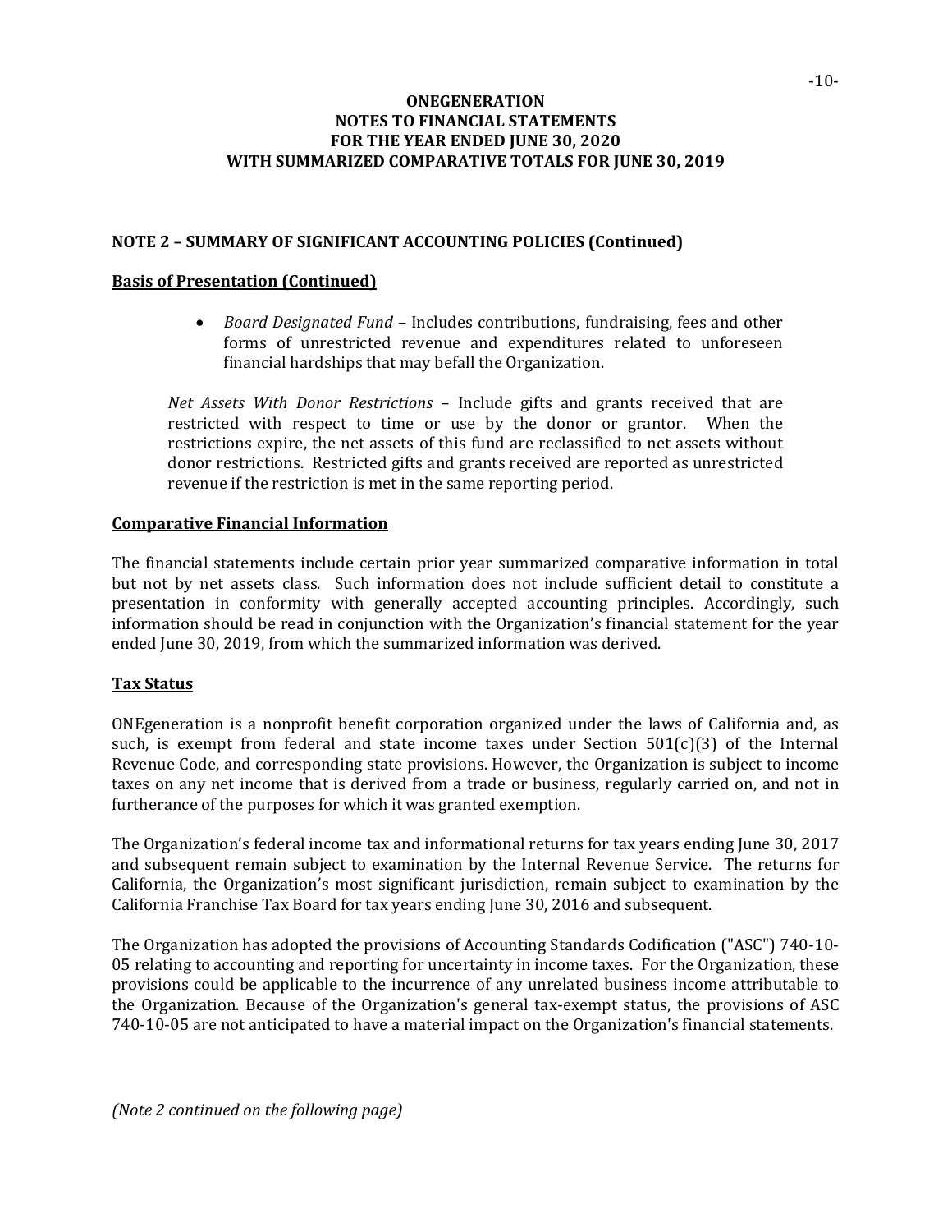**ONEGENERATION**
**NOTES TO FINANCIAL STATEMENTS**
**FOR THE YEAR ENDED JUNE 30, 2020**
**WITH SUMMARIZED COMPARATIVE TOTALS FOR JUNE 30, 2019**

## NOTE 2 – SUMMARY OF SIGNIFICANT ACCOUNTING POLICIES (Continued)

### Basis of Presentation (Continued)

- *Board Designated Fund* – Includes contributions, fundraising, fees and other forms of unrestricted revenue and expenditures related to unforeseen financial hardships that may befall the Organization.

*Net Assets With Donor Restrictions* – Include gifts and grants received that are restricted with respect to time or use by the donor or grantor. When the restrictions expire, the net assets of this fund are reclassified to net assets without donor restrictions. Restricted gifts and grants received are reported as unrestricted revenue if the restriction is met in the same reporting period.

### Comparative Financial Information

The financial statements include certain prior year summarized comparative information in total but not by net assets class. Such information does not include sufficient detail to constitute a presentation in conformity with generally accepted accounting principles. Accordingly, such information should be read in conjunction with the Organization's financial statement for the year ended June 30, 2019, from which the summarized information was derived.

### Tax Status

ONEgeneration is a nonprofit benefit corporation organized under the laws of California and, as such, is exempt from federal and state income taxes under Section 501(c)(3) of the Internal Revenue Code, and corresponding state provisions. However, the Organization is subject to income taxes on any net income that is derived from a trade or business, regularly carried on, and not in furtherance of the purposes for which it was granted exemption.

The Organization's federal income tax and informational returns for tax years ending June 30, 2017 and subsequent remain subject to examination by the Internal Revenue Service. The returns for California, the Organization's most significant jurisdiction, remain subject to examination by the California Franchise Tax Board for tax years ending June 30, 2016 and subsequent.

The Organization has adopted the provisions of Accounting Standards Codification ("ASC") 740-10-05 relating to accounting and reporting for uncertainty in income taxes. For the Organization, these provisions could be applicable to the incurrence of any unrelated business income attributable to the Organization. Because of the Organization's general tax-exempt status, the provisions of ASC 740-10-05 are not anticipated to have a material impact on the Organization's financial statements.

*(Note 2 continued on the following page)*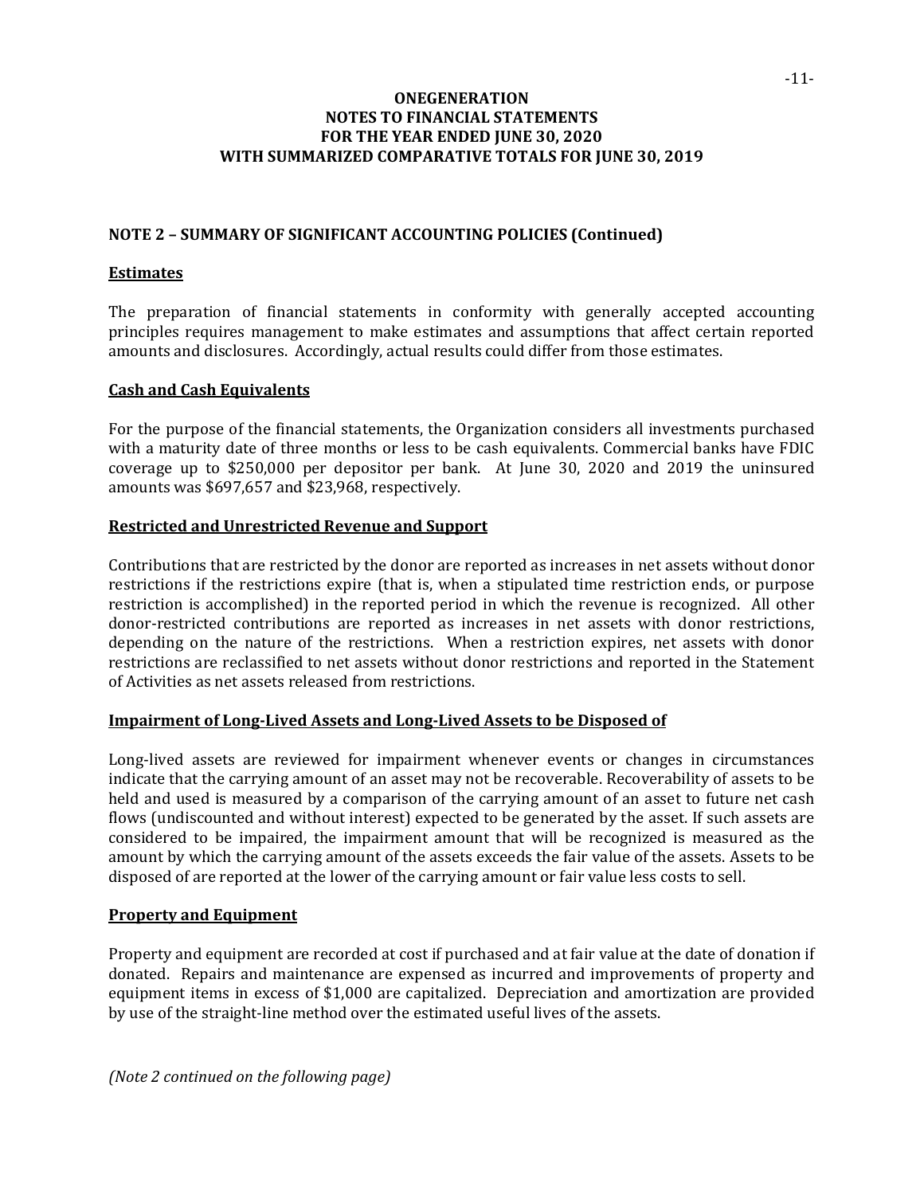**ONEGENERATION**
**NOTES TO FINANCIAL STATEMENTS**
**FOR THE YEAR ENDED JUNE 30, 2020**
**WITH SUMMARIZED COMPARATIVE TOTALS FOR JUNE 30, 2019**

## NOTE 2 – SUMMARY OF SIGNIFICANT ACCOUNTING POLICIES (Continued)

### Estimates

The preparation of financial statements in conformity with generally accepted accounting principles requires management to make estimates and assumptions that affect certain reported amounts and disclosures. Accordingly, actual results could differ from those estimates.

### Cash and Cash Equivalents

For the purpose of the financial statements, the Organization considers all investments purchased with a maturity date of three months or less to be cash equivalents. Commercial banks have FDIC coverage up to $250,000 per depositor per bank. At June 30, 2020 and 2019 the uninsured amounts was $697,657 and $23,968, respectively.

### Restricted and Unrestricted Revenue and Support

Contributions that are restricted by the donor are reported as increases in net assets without donor restrictions if the restrictions expire (that is, when a stipulated time restriction ends, or purpose restriction is accomplished) in the reported period in which the revenue is recognized. All other donor-restricted contributions are reported as increases in net assets with donor restrictions, depending on the nature of the restrictions. When a restriction expires, net assets with donor restrictions are reclassified to net assets without donor restrictions and reported in the Statement of Activities as net assets released from restrictions.

### Impairment of Long-Lived Assets and Long-Lived Assets to be Disposed of

Long-lived assets are reviewed for impairment whenever events or changes in circumstances indicate that the carrying amount of an asset may not be recoverable. Recoverability of assets to be held and used is measured by a comparison of the carrying amount of an asset to future net cash flows (undiscounted and without interest) expected to be generated by the asset. If such assets are considered to be impaired, the impairment amount that will be recognized is measured as the amount by which the carrying amount of the assets exceeds the fair value of the assets. Assets to be disposed of are reported at the lower of the carrying amount or fair value less costs to sell.

### Property and Equipment

Property and equipment are recorded at cost if purchased and at fair value at the date of donation if donated. Repairs and maintenance are expensed as incurred and improvements of property and equipment items in excess of $1,000 are capitalized. Depreciation and amortization are provided by use of the straight-line method over the estimated useful lives of the assets.

*(Note 2 continued on the following page)*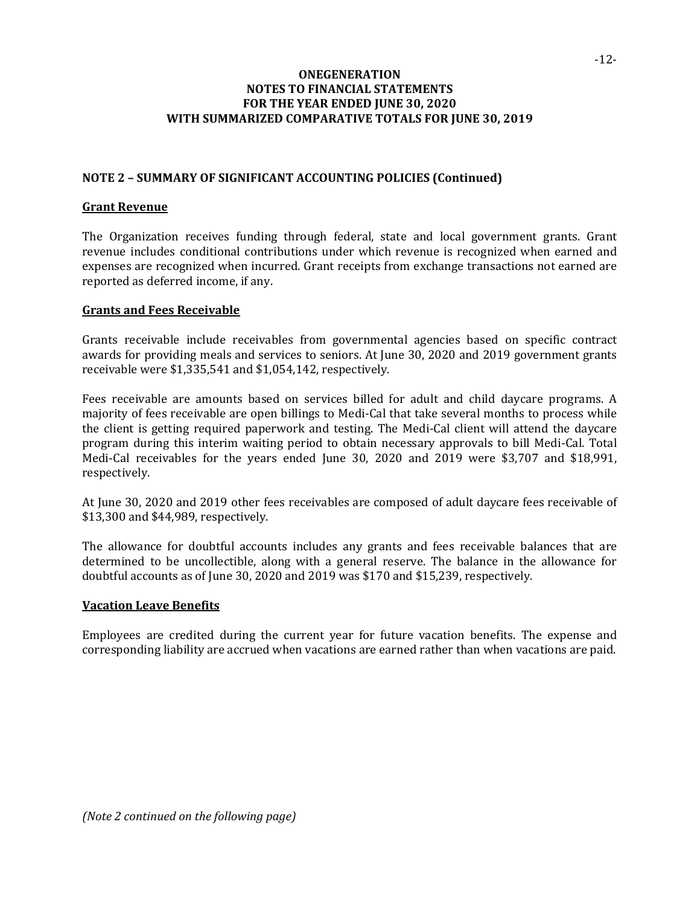# ONEGENERATION
## NOTES TO FINANCIAL STATEMENTS
## FOR THE YEAR ENDED JUNE 30, 2020
## WITH SUMMARIZED COMPARATIVE TOTALS FOR JUNE 30, 2019

### NOTE 2 – SUMMARY OF SIGNIFICANT ACCOUNTING POLICIES (Continued)

**Grant Revenue**

The Organization receives funding through federal, state and local government grants. Grant revenue includes conditional contributions under which revenue is recognized when earned and expenses are recognized when incurred. Grant receipts from exchange transactions not earned are reported as deferred income, if any.

**Grants and Fees Receivable**

Grants receivable include receivables from governmental agencies based on specific contract awards for providing meals and services to seniors. At June 30, 2020 and 2019 government grants receivable were $1,335,541 and $1,054,142, respectively.

Fees receivable are amounts based on services billed for adult and child daycare programs. A majority of fees receivable are open billings to Medi-Cal that take several months to process while the client is getting required paperwork and testing. The Medi-Cal client will attend the daycare program during this interim waiting period to obtain necessary approvals to bill Medi-Cal. Total Medi-Cal receivables for the years ended June 30, 2020 and 2019 were $3,707 and $18,991, respectively.

At June 30, 2020 and 2019 other fees receivables are composed of adult daycare fees receivable of $13,300 and $44,989, respectively.

The allowance for doubtful accounts includes any grants and fees receivable balances that are determined to be uncollectible, along with a general reserve. The balance in the allowance for doubtful accounts as of June 30, 2020 and 2019 was $170 and $15,239, respectively.

**Vacation Leave Benefits**

Employees are credited during the current year for future vacation benefits. The expense and corresponding liability are accrued when vacations are earned rather than when vacations are paid.

*(Note 2 continued on the following page)*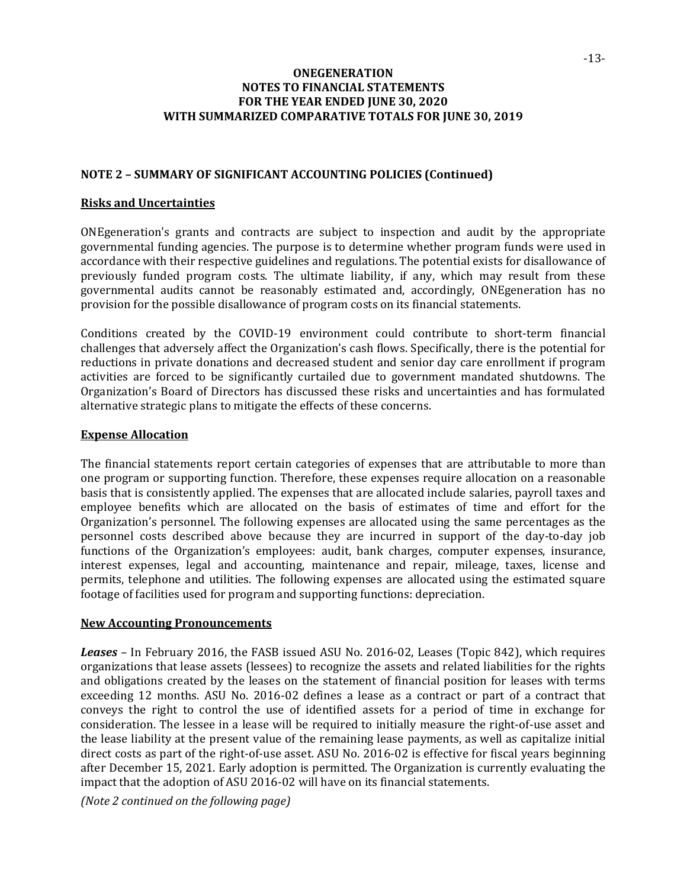# ONEGENERATION
## NOTES TO FINANCIAL STATEMENTS
## FOR THE YEAR ENDED JUNE 30, 2020
## WITH SUMMARIZED COMPARATIVE TOTALS FOR JUNE 30, 2019

### NOTE 2 – SUMMARY OF SIGNIFICANT ACCOUNTING POLICIES (Continued)

**Risks and Uncertainties**

ONEgeneration's grants and contracts are subject to inspection and audit by the appropriate governmental funding agencies. The purpose is to determine whether program funds were used in accordance with their respective guidelines and regulations. The potential exists for disallowance of previously funded program costs. The ultimate liability, if any, which may result from these governmental audits cannot be reasonably estimated and, accordingly, ONEgeneration has no provision for the possible disallowance of program costs on its financial statements.

Conditions created by the COVID-19 environment could contribute to short-term financial challenges that adversely affect the Organization's cash flows. Specifically, there is the potential for reductions in private donations and decreased student and senior day care enrollment if program activities are forced to be significantly curtailed due to government mandated shutdowns. The Organization's Board of Directors has discussed these risks and uncertainties and has formulated alternative strategic plans to mitigate the effects of these concerns.

**Expense Allocation**

The financial statements report certain categories of expenses that are attributable to more than one program or supporting function. Therefore, these expenses require allocation on a reasonable basis that is consistently applied. The expenses that are allocated include salaries, payroll taxes and employee benefits which are allocated on the basis of estimates of time and effort for the Organization's personnel. The following expenses are allocated using the same percentages as the personnel costs described above because they are incurred in support of the day-to-day job functions of the Organization's employees: audit, bank charges, computer expenses, insurance, interest expenses, legal and accounting, maintenance and repair, mileage, taxes, license and permits, telephone and utilities. The following expenses are allocated using the estimated square footage of facilities used for program and supporting functions: depreciation.

**New Accounting Pronouncements**

***Leases*** – In February 2016, the FASB issued ASU No. 2016-02, Leases (Topic 842), which requires organizations that lease assets (lessees) to recognize the assets and related liabilities for the rights and obligations created by the leases on the statement of financial position for leases with terms exceeding 12 months. ASU No. 2016-02 defines a lease as a contract or part of a contract that conveys the right to control the use of identified assets for a period of time in exchange for consideration. The lessee in a lease will be required to initially measure the right-of-use asset and the lease liability at the present value of the remaining lease payments, as well as capitalize initial direct costs as part of the right-of-use asset. ASU No. 2016-02 is effective for fiscal years beginning after December 15, 2021. Early adoption is permitted. The Organization is currently evaluating the impact that the adoption of ASU 2016-02 will have on its financial statements.

*(Note 2 continued on the following page)*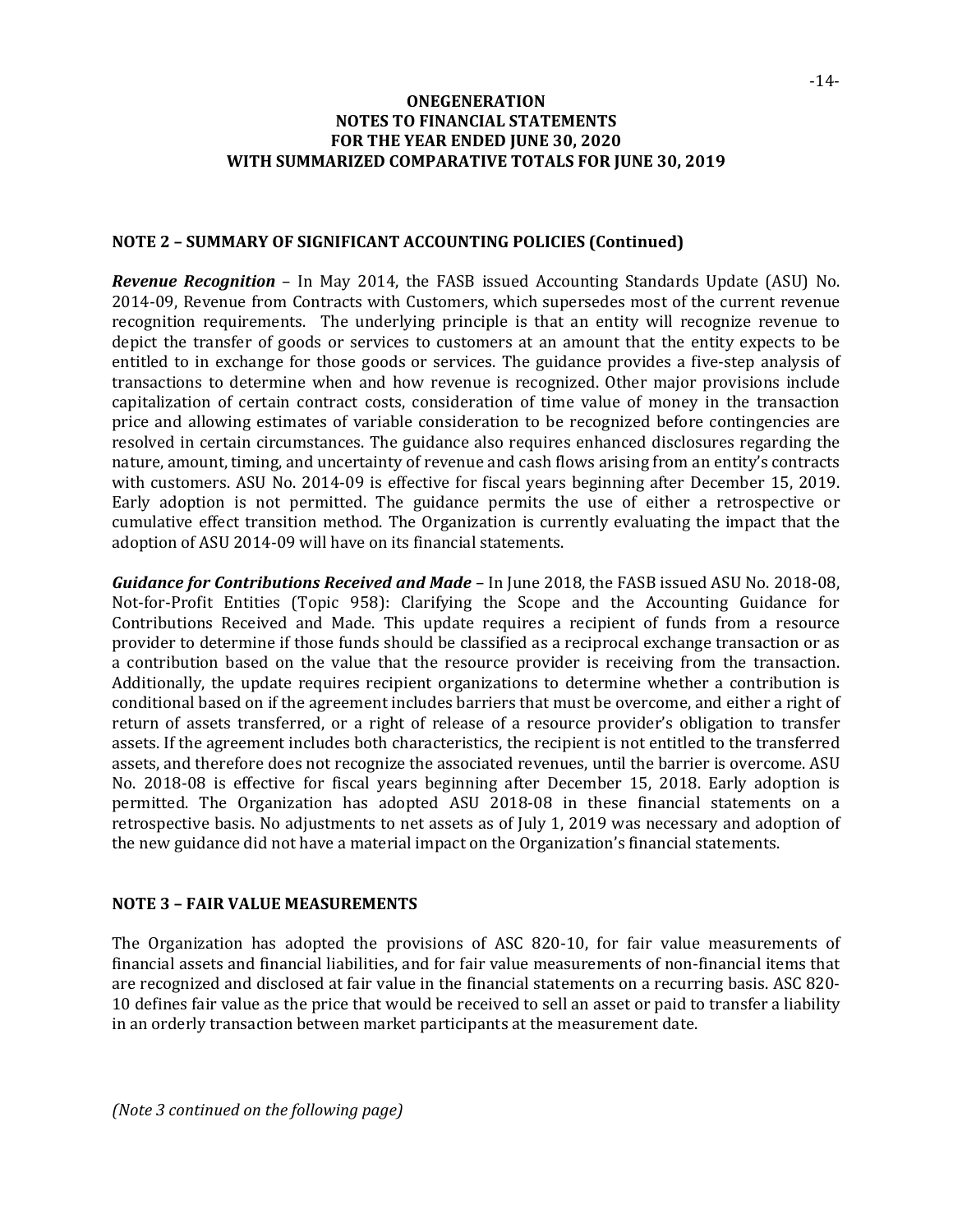**ONEGENERATION**
**NOTES TO FINANCIAL STATEMENTS**
**FOR THE YEAR ENDED JUNE 30, 2020**
**WITH SUMMARIZED COMPARATIVE TOTALS FOR JUNE 30, 2019**

## NOTE 2 – SUMMARY OF SIGNIFICANT ACCOUNTING POLICIES (Continued)

***Revenue Recognition*** – In May 2014, the FASB issued Accounting Standards Update (ASU) No. 2014-09, Revenue from Contracts with Customers, which supersedes most of the current revenue recognition requirements. The underlying principle is that an entity will recognize revenue to depict the transfer of goods or services to customers at an amount that the entity expects to be entitled to in exchange for those goods or services. The guidance provides a five-step analysis of transactions to determine when and how revenue is recognized. Other major provisions include capitalization of certain contract costs, consideration of time value of money in the transaction price and allowing estimates of variable consideration to be recognized before contingencies are resolved in certain circumstances. The guidance also requires enhanced disclosures regarding the nature, amount, timing, and uncertainty of revenue and cash flows arising from an entity's contracts with customers. ASU No. 2014-09 is effective for fiscal years beginning after December 15, 2019. Early adoption is not permitted. The guidance permits the use of either a retrospective or cumulative effect transition method. The Organization is currently evaluating the impact that the adoption of ASU 2014-09 will have on its financial statements.

***Guidance for Contributions Received and Made*** – In June 2018, the FASB issued ASU No. 2018-08, Not-for-Profit Entities (Topic 958): Clarifying the Scope and the Accounting Guidance for Contributions Received and Made. This update requires a recipient of funds from a resource provider to determine if those funds should be classified as a reciprocal exchange transaction or as a contribution based on the value that the resource provider is receiving from the transaction. Additionally, the update requires recipient organizations to determine whether a contribution is conditional based on if the agreement includes barriers that must be overcome, and either a right of return of assets transferred, or a right of release of a resource provider's obligation to transfer assets. If the agreement includes both characteristics, the recipient is not entitled to the transferred assets, and therefore does not recognize the associated revenues, until the barrier is overcome. ASU No. 2018-08 is effective for fiscal years beginning after December 15, 2018. Early adoption is permitted. The Organization has adopted ASU 2018-08 in these financial statements on a retrospective basis. No adjustments to net assets as of July 1, 2019 was necessary and adoption of the new guidance did not have a material impact on the Organization's financial statements.

## NOTE 3 – FAIR VALUE MEASUREMENTS

The Organization has adopted the provisions of ASC 820-10, for fair value measurements of financial assets and financial liabilities, and for fair value measurements of non-financial items that are recognized and disclosed at fair value in the financial statements on a recurring basis. ASC 820-10 defines fair value as the price that would be received to sell an asset or paid to transfer a liability in an orderly transaction between market participants at the measurement date.

*(Note 3 continued on the following page)*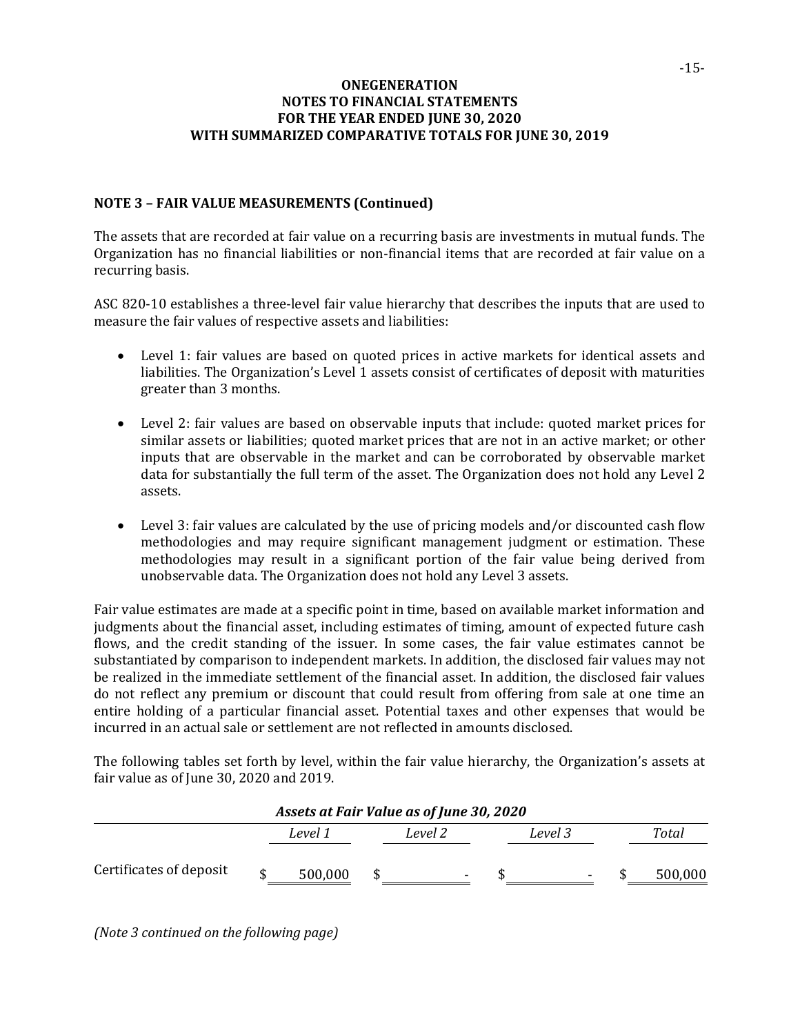**ONEGENERATION**
**NOTES TO FINANCIAL STATEMENTS**
**FOR THE YEAR ENDED JUNE 30, 2020**
**WITH SUMMARIZED COMPARATIVE TOTALS FOR JUNE 30, 2019**

## NOTE 3 – FAIR VALUE MEASUREMENTS (Continued)

The assets that are recorded at fair value on a recurring basis are investments in mutual funds. The Organization has no financial liabilities or non-financial items that are recorded at fair value on a recurring basis.

ASC 820-10 establishes a three-level fair value hierarchy that describes the inputs that are used to measure the fair values of respective assets and liabilities:

- Level 1: fair values are based on quoted prices in active markets for identical assets and liabilities. The Organization's Level 1 assets consist of certificates of deposit with maturities greater than 3 months.

- Level 2: fair values are based on observable inputs that include: quoted market prices for similar assets or liabilities; quoted market prices that are not in an active market; or other inputs that are observable in the market and can be corroborated by observable market data for substantially the full term of the asset. The Organization does not hold any Level 2 assets.

- Level 3: fair values are calculated by the use of pricing models and/or discounted cash flow methodologies and may require significant management judgment or estimation. These methodologies may result in a significant portion of the fair value being derived from unobservable data. The Organization does not hold any Level 3 assets.

Fair value estimates are made at a specific point in time, based on available market information and judgments about the financial asset, including estimates of timing, amount of expected future cash flows, and the credit standing of the issuer. In some cases, the fair value estimates cannot be substantiated by comparison to independent markets. In addition, the disclosed fair values may not be realized in the immediate settlement of the financial asset. In addition, the disclosed fair values do not reflect any premium or discount that could result from offering from sale at one time an entire holding of a particular financial asset. Potential taxes and other expenses that would be incurred in an actual sale or settlement are not reflected in amounts disclosed.

The following tables set forth by level, within the fair value hierarchy, the Organization's assets at fair value as of June 30, 2020 and 2019.

***Assets at Fair Value as of June 30, 2020***

| | *Level 1* | *Level 2* | *Level 3* | *Total* |
|---|---|---|---|---|
| Certificates of deposit | $ 500,000 | $ - | $ - | $ 500,000 |

*(Note 3 continued on the following page)*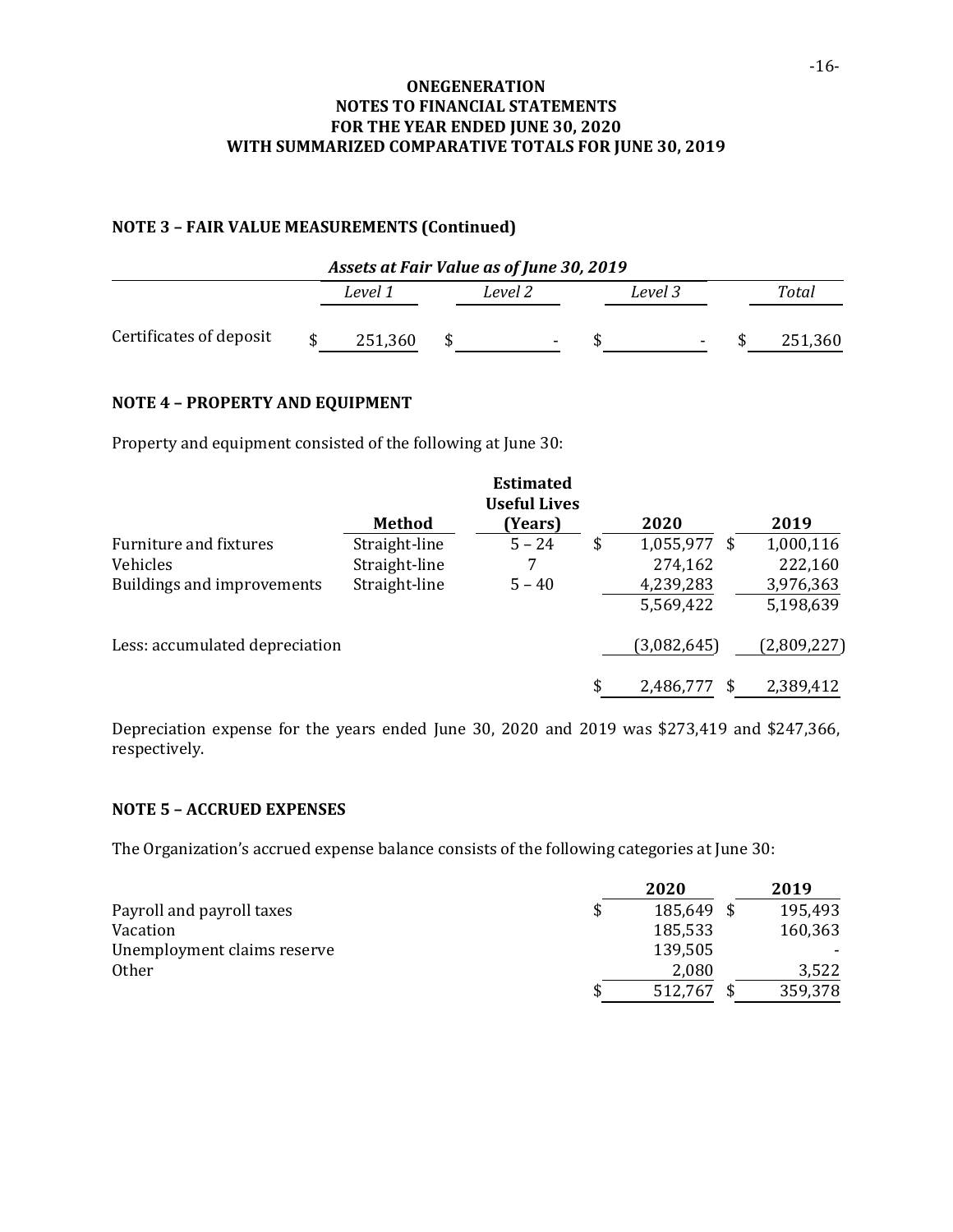**ONEGENERATION**
**NOTES TO FINANCIAL STATEMENTS**
**FOR THE YEAR ENDED JUNE 30, 2020**
**WITH SUMMARIZED COMPARATIVE TOTALS FOR JUNE 30, 2019**

## NOTE 3 – FAIR VALUE MEASUREMENTS (Continued)

| *Assets at Fair Value as of June 30, 2019* | | | | |
|---|---|---|---|---|
| | *Level 1* | *Level 2* | *Level 3* | *Total* |
| Certificates of deposit | $ 251,360 | $ - | $ - | $ 251,360 |

## NOTE 4 – PROPERTY AND EQUIPMENT

Property and equipment consisted of the following at June 30:

| | Method | Estimated Useful Lives (Years) | 2020 | 2019 |
|---|---|---|---|---|
| Furniture and fixtures | Straight-line | 5 – 24 | $ 1,055,977 | $ 1,000,116 |
| Vehicles | Straight-line | 7 | 274,162 | 222,160 |
| Buildings and improvements | Straight-line | 5 – 40 | 4,239,283 | 3,976,363 |
| | | | 5,569,422 | 5,198,639 |
| Less: accumulated depreciation | | | (3,082,645) | (2,809,227) |
| | | | $ 2,486,777 | $ 2,389,412 |

Depreciation expense for the years ended June 30, 2020 and 2019 was $273,419 and $247,366, respectively.

## NOTE 5 – ACCRUED EXPENSES

The Organization's accrued expense balance consists of the following categories at June 30:

| | 2020 | 2019 |
|---|---|---|
| Payroll and payroll taxes | $ 185,649 | $ 195,493 |
| Vacation | 185,533 | 160,363 |
| Unemployment claims reserve | 139,505 | - |
| Other | 2,080 | 3,522 |
| | $ 512,767 | $ 359,378 |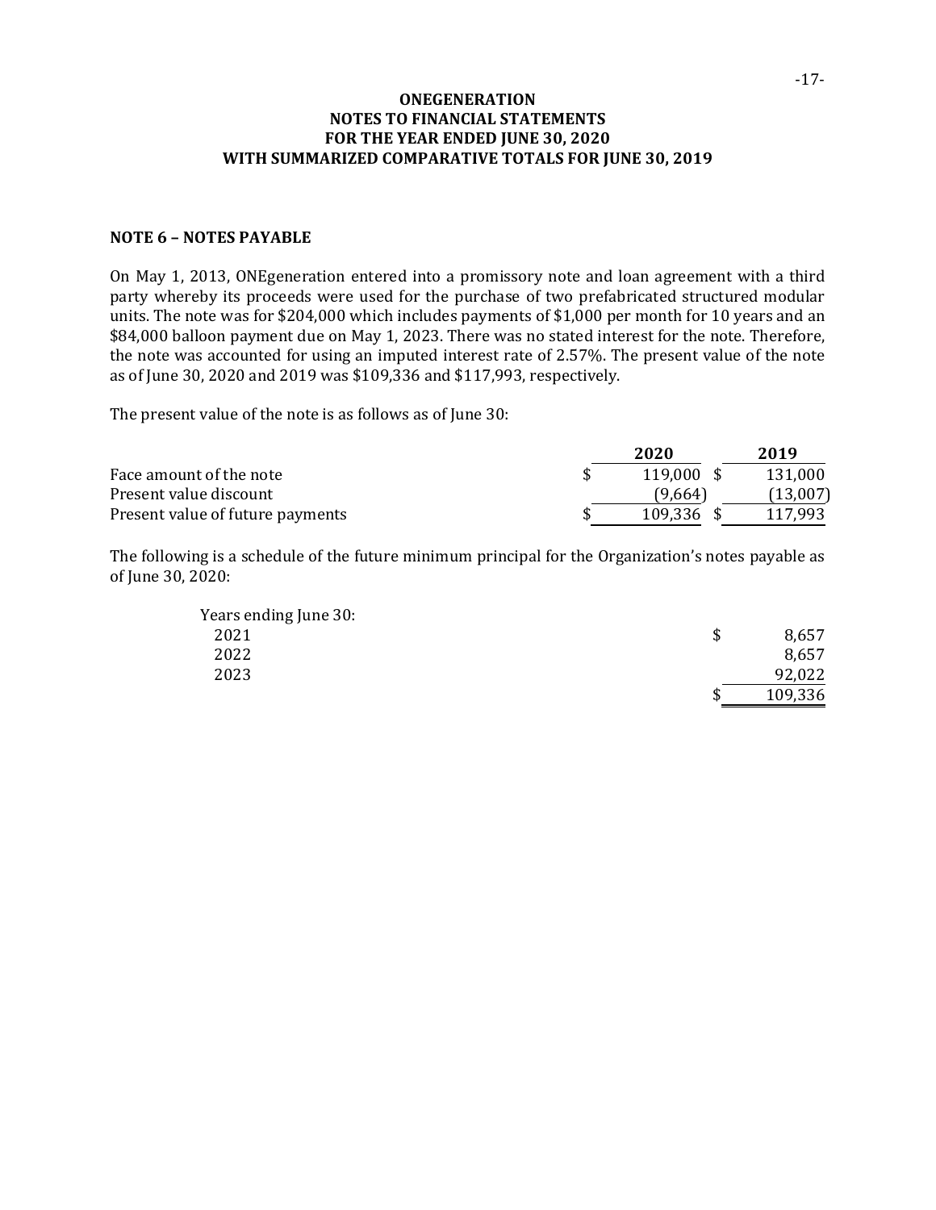**ONEGENERATION**
**NOTES TO FINANCIAL STATEMENTS**
**FOR THE YEAR ENDED JUNE 30, 2020**
**WITH SUMMARIZED COMPARATIVE TOTALS FOR JUNE 30, 2019**

### NOTE 6 – NOTES PAYABLE

On May 1, 2013, ONEgeneration entered into a promissory note and loan agreement with a third party whereby its proceeds were used for the purchase of two prefabricated structured modular units. The note was for $204,000 which includes payments of $1,000 per month for 10 years and an $84,000 balloon payment due on May 1, 2023. There was no stated interest for the note. Therefore, the note was accounted for using an imputed interest rate of 2.57%. The present value of the note as of June 30, 2020 and 2019 was $109,336 and $117,993, respectively.

The present value of the note is as follows as of June 30:

| | 2020 | 2019 |
|---|---|---|
| Face amount of the note | $ 119,000 | $ 131,000 |
| Present value discount | (9,664) | (13,007) |
| Present value of future payments | $ 109,336 | $ 117,993 |

The following is a schedule of the future minimum principal for the Organization's notes payable as of June 30, 2020:

| Years ending June 30: | |
|---|---|
| 2021 | $ 8,657 |
| 2022 | 8,657 |
| 2023 | 92,022 |
| | $ 109,336 |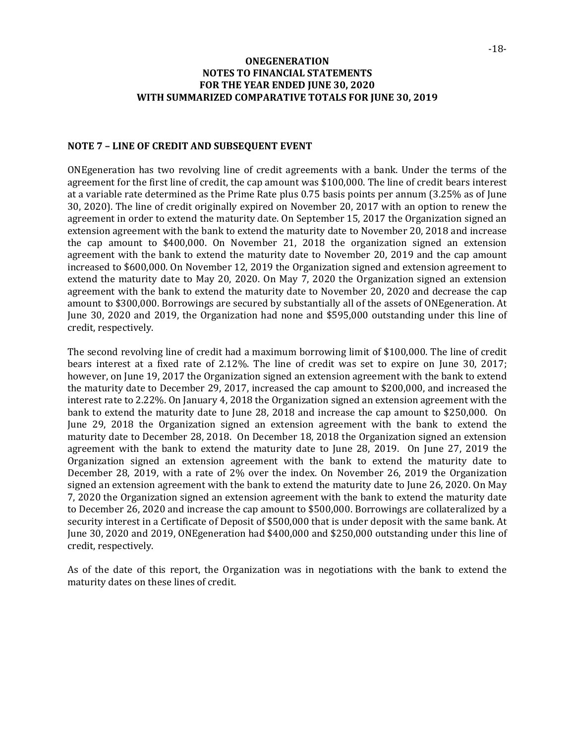**ONEGENERATION**
**NOTES TO FINANCIAL STATEMENTS**
**FOR THE YEAR ENDED JUNE 30, 2020**
**WITH SUMMARIZED COMPARATIVE TOTALS FOR JUNE 30, 2019**

## NOTE 7 – LINE OF CREDIT AND SUBSEQUENT EVENT

ONEgeneration has two revolving line of credit agreements with a bank. Under the terms of the agreement for the first line of credit, the cap amount was $100,000. The line of credit bears interest at a variable rate determined as the Prime Rate plus 0.75 basis points per annum (3.25% as of June 30, 2020). The line of credit originally expired on November 20, 2017 with an option to renew the agreement in order to extend the maturity date. On September 15, 2017 the Organization signed an extension agreement with the bank to extend the maturity date to November 20, 2018 and increase the cap amount to $400,000. On November 21, 2018 the organization signed an extension agreement with the bank to extend the maturity date to November 20, 2019 and the cap amount increased to $600,000. On November 12, 2019 the Organization signed and extension agreement to extend the maturity date to May 20, 2020. On May 7, 2020 the Organization signed an extension agreement with the bank to extend the maturity date to November 20, 2020 and decrease the cap amount to $300,000. Borrowings are secured by substantially all of the assets of ONEgeneration. At June 30, 2020 and 2019, the Organization had none and $595,000 outstanding under this line of credit, respectively.

The second revolving line of credit had a maximum borrowing limit of $100,000. The line of credit bears interest at a fixed rate of 2.12%. The line of credit was set to expire on June 30, 2017; however, on June 19, 2017 the Organization signed an extension agreement with the bank to extend the maturity date to December 29, 2017, increased the cap amount to $200,000, and increased the interest rate to 2.22%. On January 4, 2018 the Organization signed an extension agreement with the bank to extend the maturity date to June 28, 2018 and increase the cap amount to $250,000. On June 29, 2018 the Organization signed an extension agreement with the bank to extend the maturity date to December 28, 2018. On December 18, 2018 the Organization signed an extension agreement with the bank to extend the maturity date to June 28, 2019. On June 27, 2019 the Organization signed an extension agreement with the bank to extend the maturity date to December 28, 2019, with a rate of 2% over the index. On November 26, 2019 the Organization signed an extension agreement with the bank to extend the maturity date to June 26, 2020. On May 7, 2020 the Organization signed an extension agreement with the bank to extend the maturity date to December 26, 2020 and increase the cap amount to $500,000. Borrowings are collateralized by a security interest in a Certificate of Deposit of $500,000 that is under deposit with the same bank. At June 30, 2020 and 2019, ONEgeneration had $400,000 and $250,000 outstanding under this line of credit, respectively.

As of the date of this report, the Organization was in negotiations with the bank to extend the maturity dates on these lines of credit.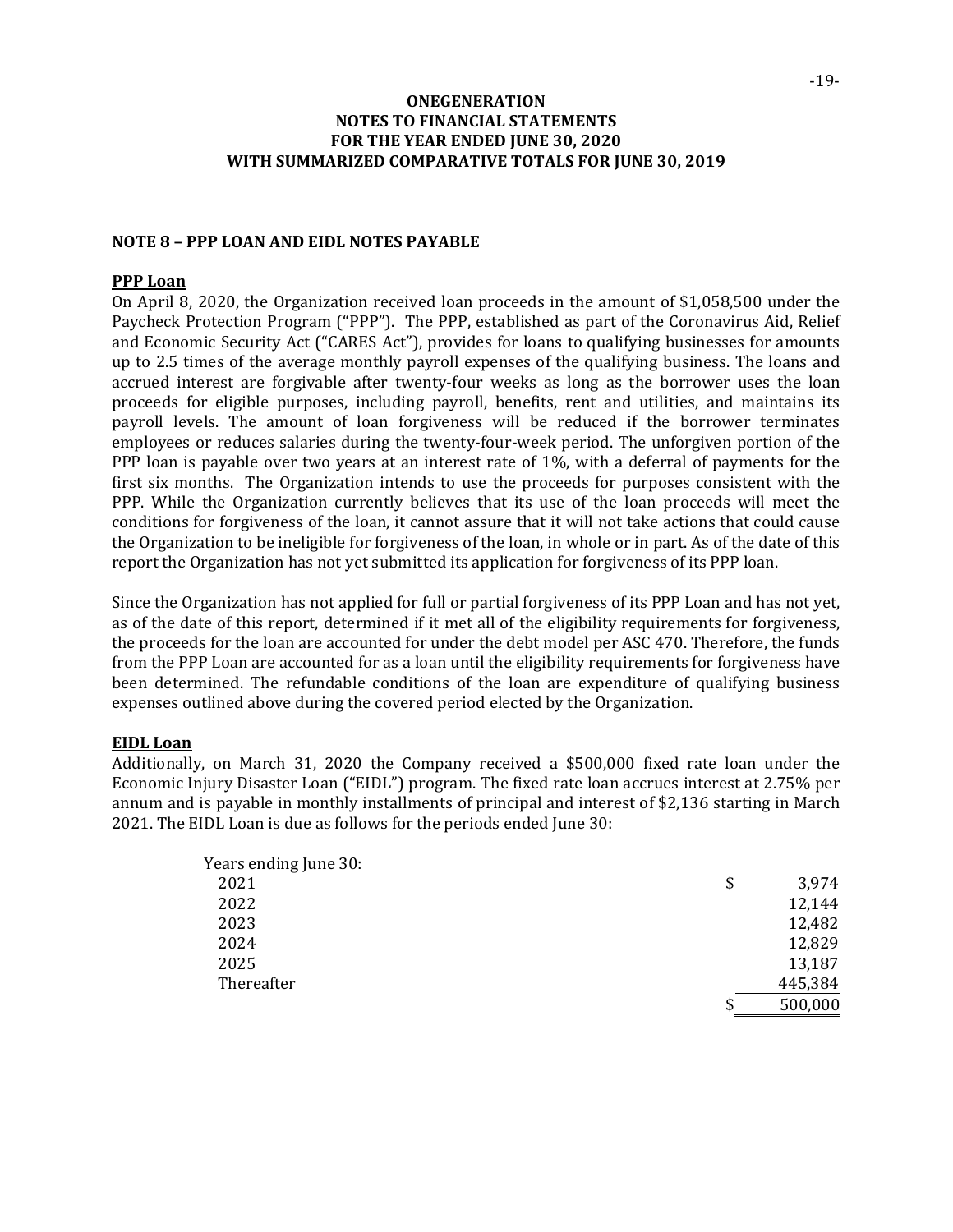# ONEGENERATION
## NOTES TO FINANCIAL STATEMENTS
## FOR THE YEAR ENDED JUNE 30, 2020
## WITH SUMMARIZED COMPARATIVE TOTALS FOR JUNE 30, 2019

### NOTE 8 – PPP LOAN AND EIDL NOTES PAYABLE

**PPP Loan**

On April 8, 2020, the Organization received loan proceeds in the amount of $1,058,500 under the Paycheck Protection Program ("PPP"). The PPP, established as part of the Coronavirus Aid, Relief and Economic Security Act ("CARES Act"), provides for loans to qualifying businesses for amounts up to 2.5 times of the average monthly payroll expenses of the qualifying business. The loans and accrued interest are forgivable after twenty-four weeks as long as the borrower uses the loan proceeds for eligible purposes, including payroll, benefits, rent and utilities, and maintains its payroll levels. The amount of loan forgiveness will be reduced if the borrower terminates employees or reduces salaries during the twenty-four-week period. The unforgiven portion of the PPP loan is payable over two years at an interest rate of 1%, with a deferral of payments for the first six months. The Organization intends to use the proceeds for purposes consistent with the PPP. While the Organization currently believes that its use of the loan proceeds will meet the conditions for forgiveness of the loan, it cannot assure that it will not take actions that could cause the Organization to be ineligible for forgiveness of the loan, in whole or in part. As of the date of this report the Organization has not yet submitted its application for forgiveness of its PPP loan.

Since the Organization has not applied for full or partial forgiveness of its PPP Loan and has not yet, as of the date of this report, determined if it met all of the eligibility requirements for forgiveness, the proceeds for the loan are accounted for under the debt model per ASC 470. Therefore, the funds from the PPP Loan are accounted for as a loan until the eligibility requirements for forgiveness have been determined. The refundable conditions of the loan are expenditure of qualifying business expenses outlined above during the covered period elected by the Organization.

**EIDL Loan**

Additionally, on March 31, 2020 the Company received a $500,000 fixed rate loan under the Economic Injury Disaster Loan ("EIDL") program. The fixed rate loan accrues interest at 2.75% per annum and is payable in monthly installments of principal and interest of $2,136 starting in March 2021. The EIDL Loan is due as follows for the periods ended June 30:

| Years ending June 30: | |
|---|---|
| 2021 | $ 3,974 |
| 2022 | 12,144 |
| 2023 | 12,482 |
| 2024 | 12,829 |
| 2025 | 13,187 |
| Thereafter | 445,384 |
| | $ 500,000 |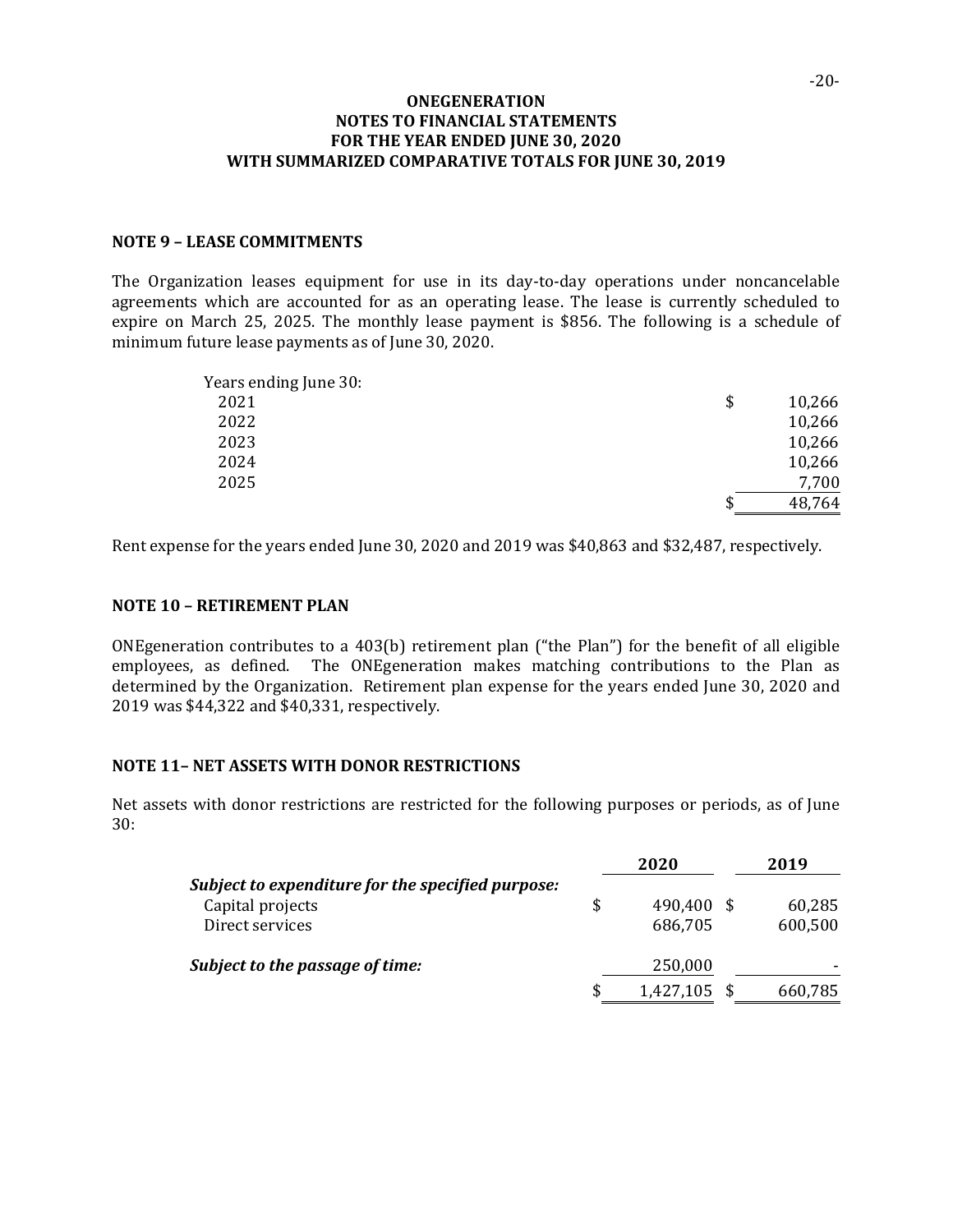# ONEGENERATION
## NOTES TO FINANCIAL STATEMENTS
## FOR THE YEAR ENDED JUNE 30, 2020
## WITH SUMMARIZED COMPARATIVE TOTALS FOR JUNE 30, 2019

### NOTE 9 – LEASE COMMITMENTS

The Organization leases equipment for use in its day-to-day operations under noncancelable agreements which are accounted for as an operating lease. The lease is currently scheduled to expire on March 25, 2025. The monthly lease payment is $856. The following is a schedule of minimum future lease payments as of June 30, 2020.

| Years ending June 30: | |
|---|---|
| 2021 | $ 10,266 |
| 2022 | 10,266 |
| 2023 | 10,266 |
| 2024 | 10,266 |
| 2025 | 7,700 |
| | $ 48,764 |

Rent expense for the years ended June 30, 2020 and 2019 was $40,863 and $32,487, respectively.

### NOTE 10 – RETIREMENT PLAN

ONEgeneration contributes to a 403(b) retirement plan ("the Plan") for the benefit of all eligible employees, as defined. The ONEgeneration makes matching contributions to the Plan as determined by the Organization. Retirement plan expense for the years ended June 30, 2020 and 2019 was $44,322 and $40,331, respectively.

### NOTE 11– NET ASSETS WITH DONOR RESTRICTIONS

Net assets with donor restrictions are restricted for the following purposes or periods, as of June 30:

| | 2020 | 2019 |
|---|---|---|
| ***Subject to expenditure for the specified purpose:*** | | |
| Capital projects | $ 490,400 | $ 60,285 |
| Direct services | 686,705 | 600,500 |
| ***Subject to the passage of time:*** | 250,000 | - |
| | $ 1,427,105 | $ 660,785 |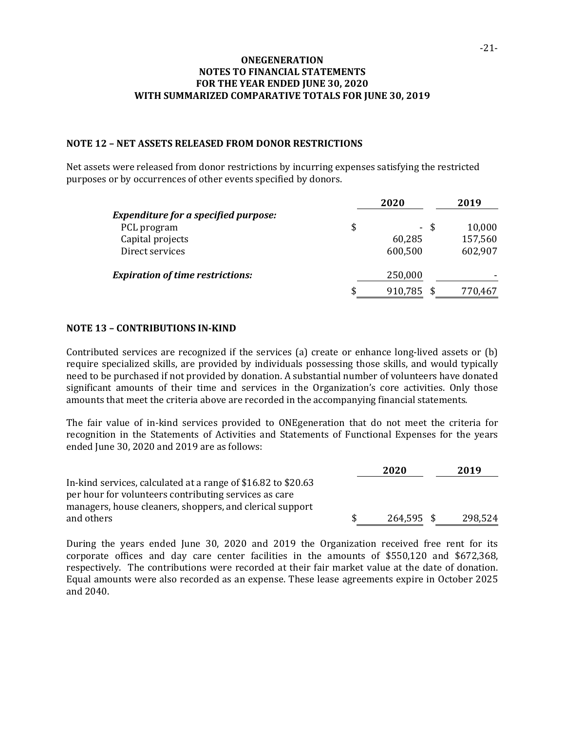**ONEGENERATION**
**NOTES TO FINANCIAL STATEMENTS**
**FOR THE YEAR ENDED JUNE 30, 2020**
**WITH SUMMARIZED COMPARATIVE TOTALS FOR JUNE 30, 2019**

## NOTE 12 – NET ASSETS RELEASED FROM DONOR RESTRICTIONS

Net assets were released from donor restrictions by incurring expenses satisfying the restricted purposes or by occurrences of other events specified by donors.

| | 2020 | 2019 |
|---|---|---|
| ***Expenditure for a specified purpose:*** | | |
| PCL program | $ - | $ 10,000 |
| Capital projects | 60,285 | 157,560 |
| Direct services | 600,500 | 602,907 |
| ***Expiration of time restrictions:*** | 250,000 | - |
| | $ 910,785 | $ 770,467 |

## NOTE 13 – CONTRIBUTIONS IN-KIND

Contributed services are recognized if the services (a) create or enhance long-lived assets or (b) require specialized skills, are provided by individuals possessing those skills, and would typically need to be purchased if not provided by donation. A substantial number of volunteers have donated significant amounts of their time and services in the Organization's core activities. Only those amounts that meet the criteria above are recorded in the accompanying financial statements.

The fair value of in-kind services provided to ONEgeneration that do not meet the criteria for recognition in the Statements of Activities and Statements of Functional Expenses for the years ended June 30, 2020 and 2019 are as follows:

| | 2020 | 2019 |
|---|---|---|
| In-kind services, calculated at a range of $16.82 to $20.63 per hour for volunteers contributing services as care managers, house cleaners, shoppers, and clerical support and others | $ 264,595 | $ 298,524 |

During the years ended June 30, 2020 and 2019 the Organization received free rent for its corporate offices and day care center facilities in the amounts of $550,120 and $672,368, respectively. The contributions were recorded at their fair market value at the date of donation. Equal amounts were also recorded as an expense. These lease agreements expire in October 2025 and 2040.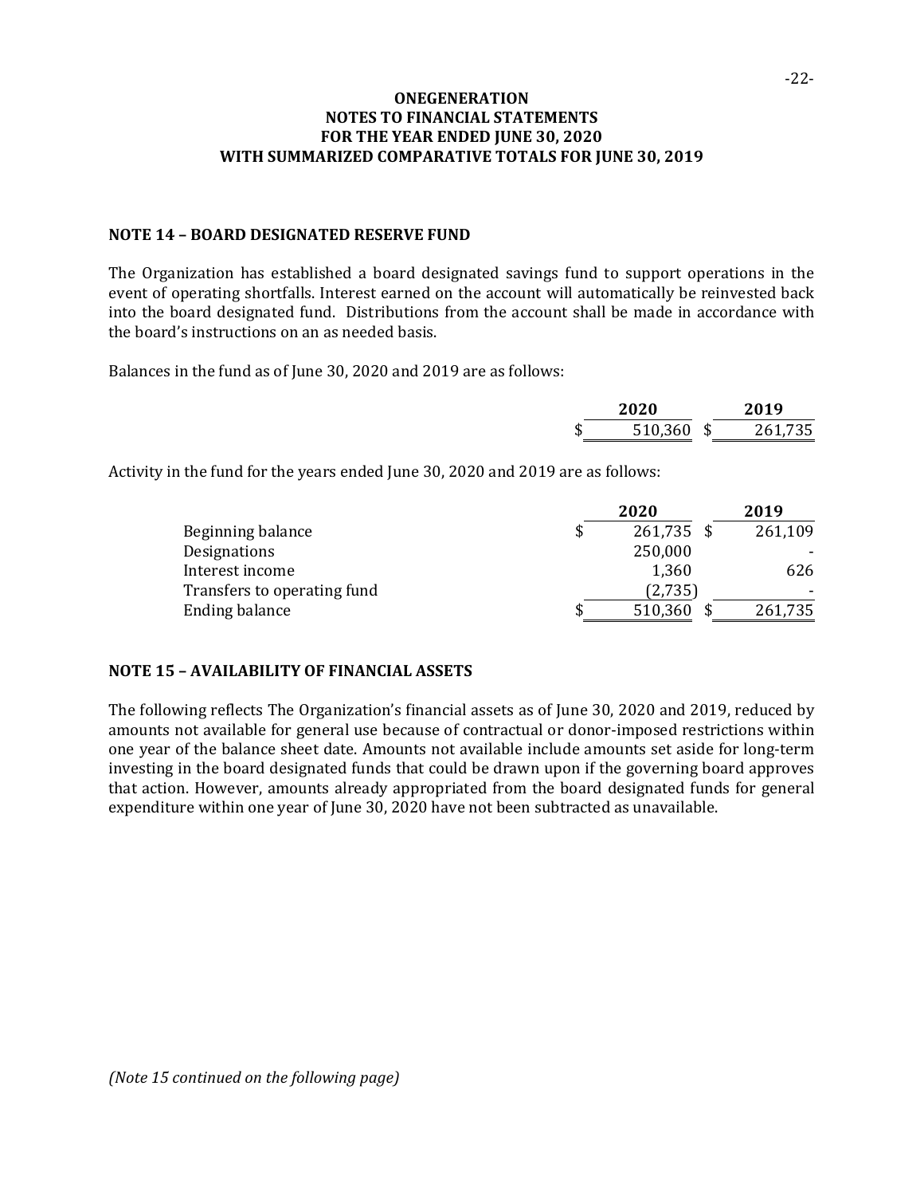# ONEGENERATION
## NOTES TO FINANCIAL STATEMENTS
## FOR THE YEAR ENDED JUNE 30, 2020
## WITH SUMMARIZED COMPARATIVE TOTALS FOR JUNE 30, 2019

### NOTE 14 – BOARD DESIGNATED RESERVE FUND

The Organization has established a board designated savings fund to support operations in the event of operating shortfalls. Interest earned on the account will automatically be reinvested back into the board designated fund. Distributions from the account shall be made in accordance with the board's instructions on an as needed basis.

Balances in the fund as of June 30, 2020 and 2019 are as follows:

| 2020 | 2019 |
|---|---|
| $ 510,360 | $ 261,735 |

Activity in the fund for the years ended June 30, 2020 and 2019 are as follows:

| | 2020 | 2019 |
|---|---|---|
| Beginning balance | $ 261,735 | $ 261,109 |
| Designations | 250,000 | - |
| Interest income | 1,360 | 626 |
| Transfers to operating fund | (2,735) | - |
| Ending balance | $ 510,360 | $ 261,735 |

### NOTE 15 – AVAILABILITY OF FINANCIAL ASSETS

The following reflects The Organization's financial assets as of June 30, 2020 and 2019, reduced by amounts not available for general use because of contractual or donor-imposed restrictions within one year of the balance sheet date. Amounts not available include amounts set aside for long-term investing in the board designated funds that could be drawn upon if the governing board approves that action. However, amounts already appropriated from the board designated funds for general expenditure within one year of June 30, 2020 have not been subtracted as unavailable.

*(Note 15 continued on the following page)*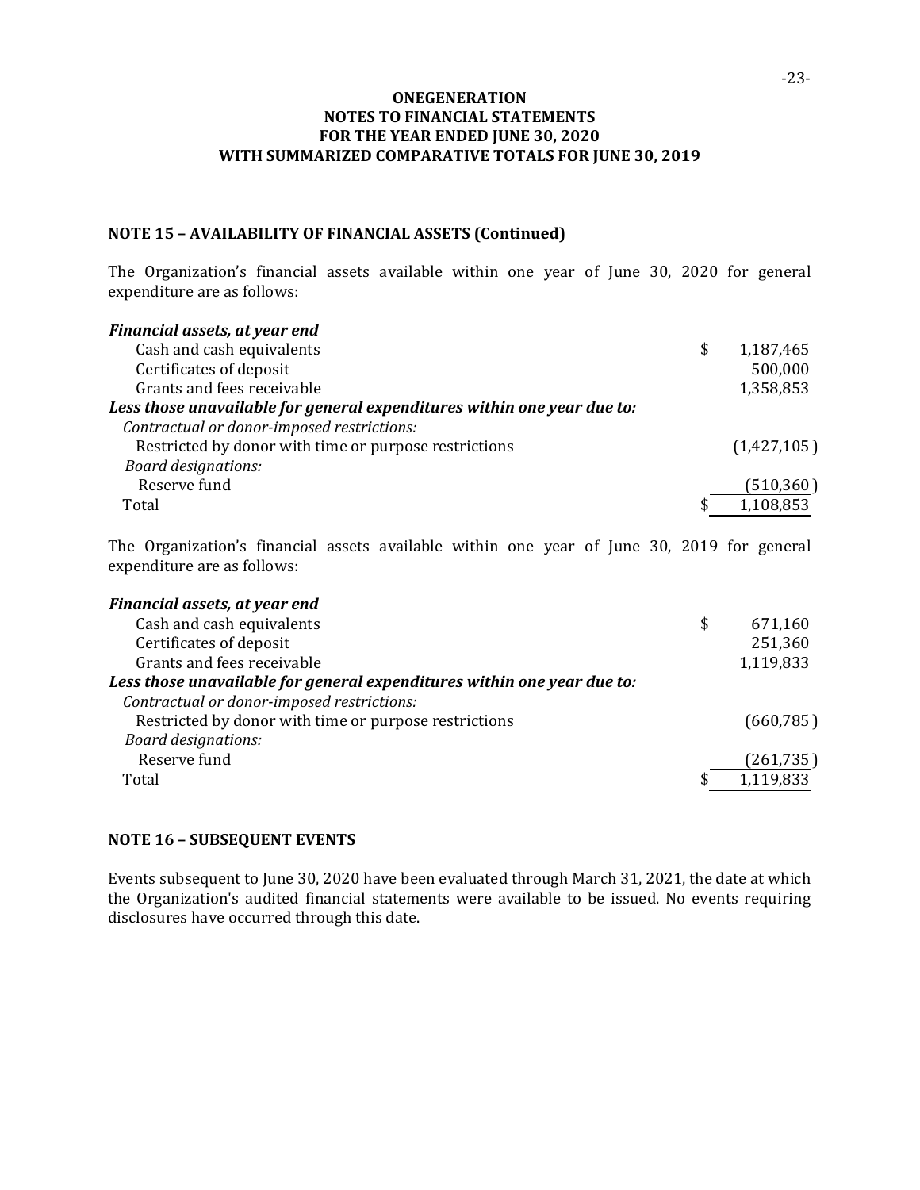**ONEGENERATION**
**NOTES TO FINANCIAL STATEMENTS**
**FOR THE YEAR ENDED JUNE 30, 2020**
**WITH SUMMARIZED COMPARATIVE TOTALS FOR JUNE 30, 2019**

## NOTE 15 – AVAILABILITY OF FINANCIAL ASSETS (Continued)

The Organization's financial assets available within one year of June 30, 2020 for general expenditure are as follows:

| | |
|---|---|
| ***Financial assets, at year end*** | |
| Cash and cash equivalents | $ 1,187,465 |
| Certificates of deposit | 500,000 |
| Grants and fees receivable | 1,358,853 |
| ***Less those unavailable for general expenditures within one year due to:*** | |
| *Contractual or donor-imposed restrictions:* | |
| Restricted by donor with time or purpose restrictions | (1,427,105) |
| *Board designations:* | |
| Reserve fund | (510,360) |
| Total | $ 1,108,853 |

The Organization's financial assets available within one year of June 30, 2019 for general expenditure are as follows:

| | |
|---|---|
| ***Financial assets, at year end*** | |
| Cash and cash equivalents | $ 671,160 |
| Certificates of deposit | 251,360 |
| Grants and fees receivable | 1,119,833 |
| ***Less those unavailable for general expenditures within one year due to:*** | |
| *Contractual or donor-imposed restrictions:* | |
| Restricted by donor with time or purpose restrictions | (660,785) |
| *Board designations:* | |
| Reserve fund | (261,735) |
| Total | $ 1,119,833 |

## NOTE 16 – SUBSEQUENT EVENTS

Events subsequent to June 30, 2020 have been evaluated through March 31, 2021, the date at which the Organization's audited financial statements were available to be issued. No events requiring disclosures have occurred through this date.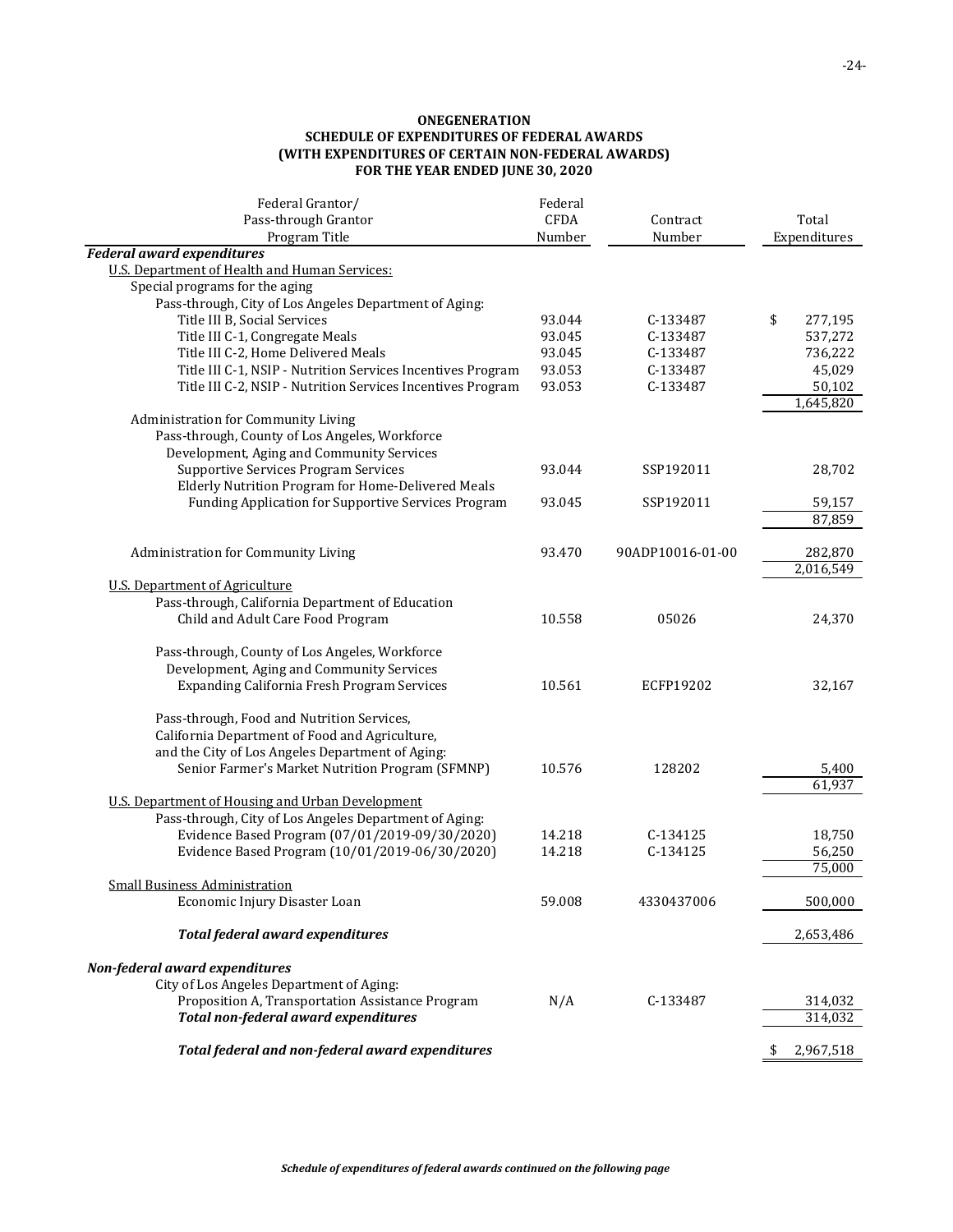**ONEGENERATION**
**SCHEDULE OF EXPENDITURES OF FEDERAL AWARDS**
**(WITH EXPENDITURES OF CERTAIN NON-FEDERAL AWARDS)**
**FOR THE YEAR ENDED JUNE 30, 2020**

| Federal Grantor/ Pass-through Grantor Program Title | Federal CFDA Number | Contract Number | Total Expenditures |
|---|---|---|---|
| ***Federal award expenditures*** | | | |
| U.S. Department of Health and Human Services: | | | |
| Special programs for the aging | | | |
| Pass-through, City of Los Angeles Department of Aging: | | | |
| Title III B, Social Services | 93.044 | C-133487 | $ 277,195 |
| Title III C-1, Congregate Meals | 93.045 | C-133487 | 537,272 |
| Title III C-2, Home Delivered Meals | 93.045 | C-133487 | 736,222 |
| Title III C-1, NSIP - Nutrition Services Incentives Program | 93.053 | C-133487 | 45,029 |
| Title III C-2, NSIP - Nutrition Services Incentives Program | 93.053 | C-133487 | 50,102 |
| | | | 1,645,820 |
| Administration for Community Living | | | |
| Pass-through, County of Los Angeles, Workforce Development, Aging and Community Services | | | |
| Supportive Services Program Services | 93.044 | SSP192011 | 28,702 |
| Elderly Nutrition Program for Home-Delivered Meals Funding Application for Supportive Services Program | 93.045 | SSP192011 | 59,157 |
| | | | 87,859 |
| Administration for Community Living | 93.470 | 90ADP10016-01-00 | 282,870 |
| | | | 2,016,549 |
| U.S. Department of Agriculture | | | |
| Pass-through, California Department of Education | | | |
| Child and Adult Care Food Program | 10.558 | 05026 | 24,370 |
| Pass-through, County of Los Angeles, Workforce Development, Aging and Community Services | | | |
| Expanding California Fresh Program Services | 10.561 | ECFP19202 | 32,167 |
| Pass-through, Food and Nutrition Services, California Department of Food and Agriculture, and the City of Los Angeles Department of Aging: | | | |
| Senior Farmer's Market Nutrition Program (SFMNP) | 10.576 | 128202 | 5,400 |
| | | | 61,937 |
| U.S. Department of Housing and Urban Development | | | |
| Pass-through, City of Los Angeles Department of Aging: | | | |
| Evidence Based Program (07/01/2019-09/30/2020) | 14.218 | C-134125 | 18,750 |
| Evidence Based Program (10/01/2019-06/30/2020) | 14.218 | C-134125 | 56,250 |
| | | | 75,000 |
| Small Business Administration | | | |
| Economic Injury Disaster Loan | 59.008 | 4330437006 | 500,000 |
| ***Total federal award expenditures*** | | | 2,653,486 |
| ***Non-federal award expenditures*** | | | |
| City of Los Angeles Department of Aging: | | | |
| Proposition A, Transportation Assistance Program | N/A | C-133487 | 314,032 |
| ***Total non-federal award expenditures*** | | | 314,032 |
| ***Total federal and non-federal award expenditures*** | | | $ 2,967,518 |

***Schedule of expenditures of federal awards continued on the following page***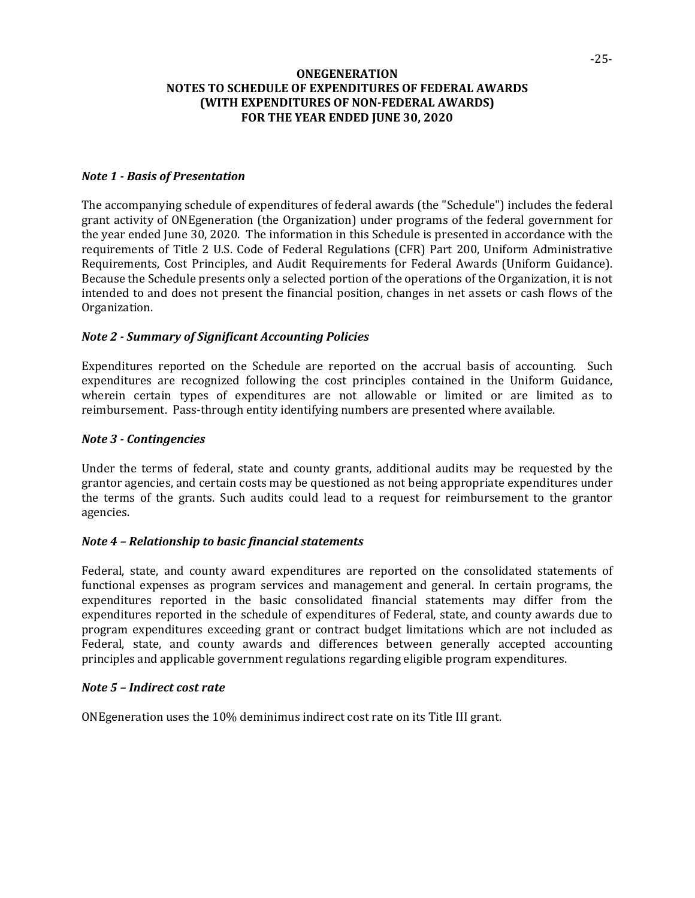# ONEGENERATION
## NOTES TO SCHEDULE OF EXPENDITURES OF FEDERAL AWARDS (WITH EXPENDITURES OF NON-FEDERAL AWARDS) FOR THE YEAR ENDED JUNE 30, 2020

### *Note 1 - Basis of Presentation*

The accompanying schedule of expenditures of federal awards (the "Schedule") includes the federal grant activity of ONEgeneration (the Organization) under programs of the federal government for the year ended June 30, 2020. The information in this Schedule is presented in accordance with the requirements of Title 2 U.S. Code of Federal Regulations (CFR) Part 200, Uniform Administrative Requirements, Cost Principles, and Audit Requirements for Federal Awards (Uniform Guidance). Because the Schedule presents only a selected portion of the operations of the Organization, it is not intended to and does not present the financial position, changes in net assets or cash flows of the Organization.

### *Note 2 - Summary of Significant Accounting Policies*

Expenditures reported on the Schedule are reported on the accrual basis of accounting. Such expenditures are recognized following the cost principles contained in the Uniform Guidance, wherein certain types of expenditures are not allowable or limited or are limited as to reimbursement. Pass-through entity identifying numbers are presented where available.

### *Note 3 - Contingencies*

Under the terms of federal, state and county grants, additional audits may be requested by the grantor agencies, and certain costs may be questioned as not being appropriate expenditures under the terms of the grants. Such audits could lead to a request for reimbursement to the grantor agencies.

### *Note 4 – Relationship to basic financial statements*

Federal, state, and county award expenditures are reported on the consolidated statements of functional expenses as program services and management and general. In certain programs, the expenditures reported in the basic consolidated financial statements may differ from the expenditures reported in the schedule of expenditures of Federal, state, and county awards due to program expenditures exceeding grant or contract budget limitations which are not included as Federal, state, and county awards and differences between generally accepted accounting principles and applicable government regulations regarding eligible program expenditures.

### *Note 5 – Indirect cost rate*

ONEgeneration uses the 10% deminimus indirect cost rate on its Title III grant.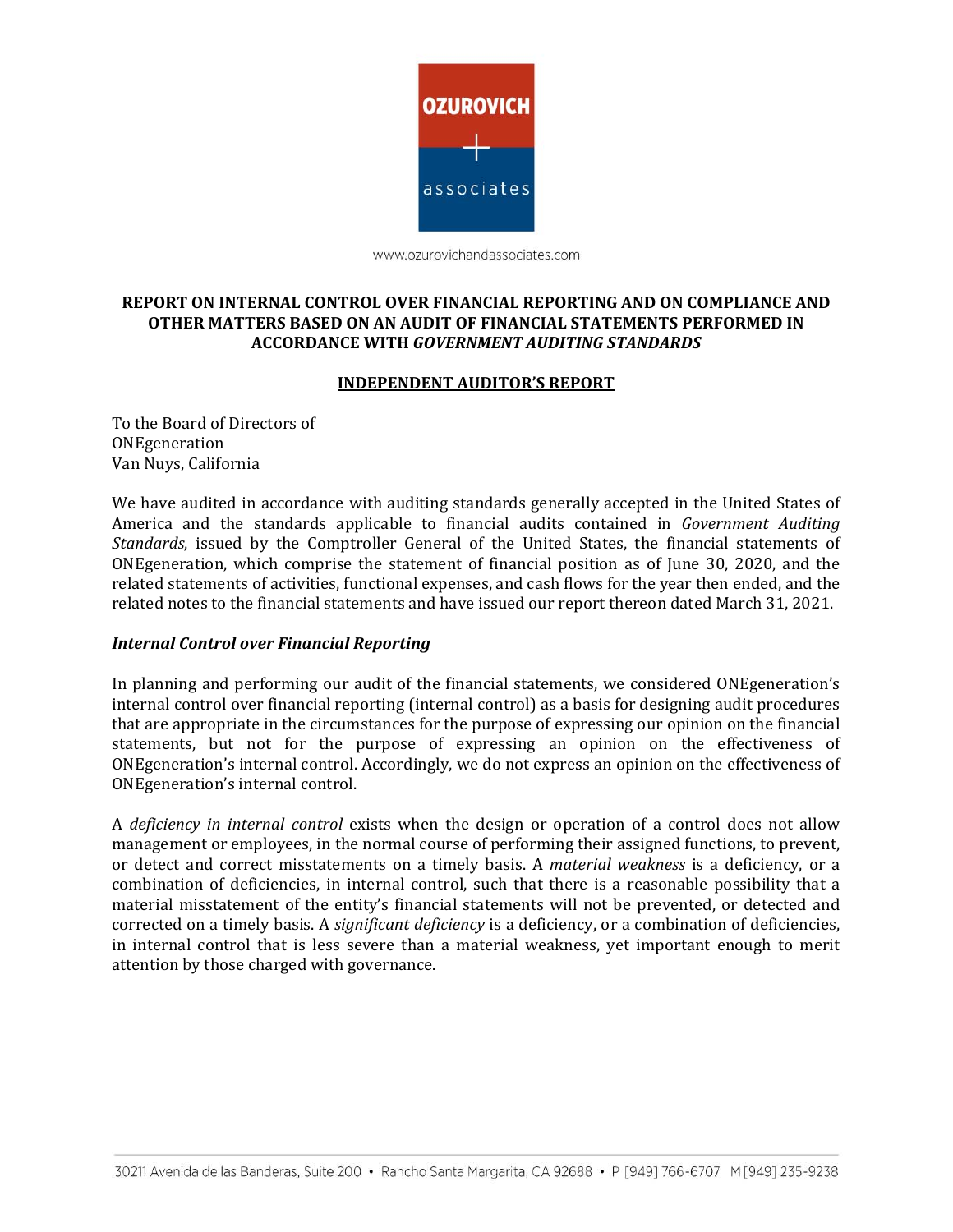OZUROVICH + associates

www.ozurovichandassociates.com

**REPORT ON INTERNAL CONTROL OVER FINANCIAL REPORTING AND ON COMPLIANCE AND OTHER MATTERS BASED ON AN AUDIT OF FINANCIAL STATEMENTS PERFORMED IN ACCORDANCE WITH *GOVERNMENT AUDITING STANDARDS***

**INDEPENDENT AUDITOR'S REPORT**

To the Board of Directors of
ONEgeneration
Van Nuys, California

We have audited in accordance with auditing standards generally accepted in the United States of America and the standards applicable to financial audits contained in *Government Auditing Standards*, issued by the Comptroller General of the United States, the financial statements of ONEgeneration, which comprise the statement of financial position as of June 30, 2020, and the related statements of activities, functional expenses, and cash flows for the year then ended, and the related notes to the financial statements and have issued our report thereon dated March 31, 2021.

***Internal Control over Financial Reporting***

In planning and performing our audit of the financial statements, we considered ONEgeneration's internal control over financial reporting (internal control) as a basis for designing audit procedures that are appropriate in the circumstances for the purpose of expressing our opinion on the financial statements, but not for the purpose of expressing an opinion on the effectiveness of ONEgeneration's internal control. Accordingly, we do not express an opinion on the effectiveness of ONEgeneration's internal control.

A *deficiency in internal control* exists when the design or operation of a control does not allow management or employees, in the normal course of performing their assigned functions, to prevent, or detect and correct misstatements on a timely basis. A *material weakness* is a deficiency, or a combination of deficiencies, in internal control, such that there is a reasonable possibility that a material misstatement of the entity's financial statements will not be prevented, or detected and corrected on a timely basis. A *significant deficiency* is a deficiency, or a combination of deficiencies, in internal control that is less severe than a material weakness, yet important enough to merit attention by those charged with governance.

30211 Avenida de las Banderas, Suite 200 • Rancho Santa Margarita, CA 92688 • P [949] 766-6707 M [949] 235-9238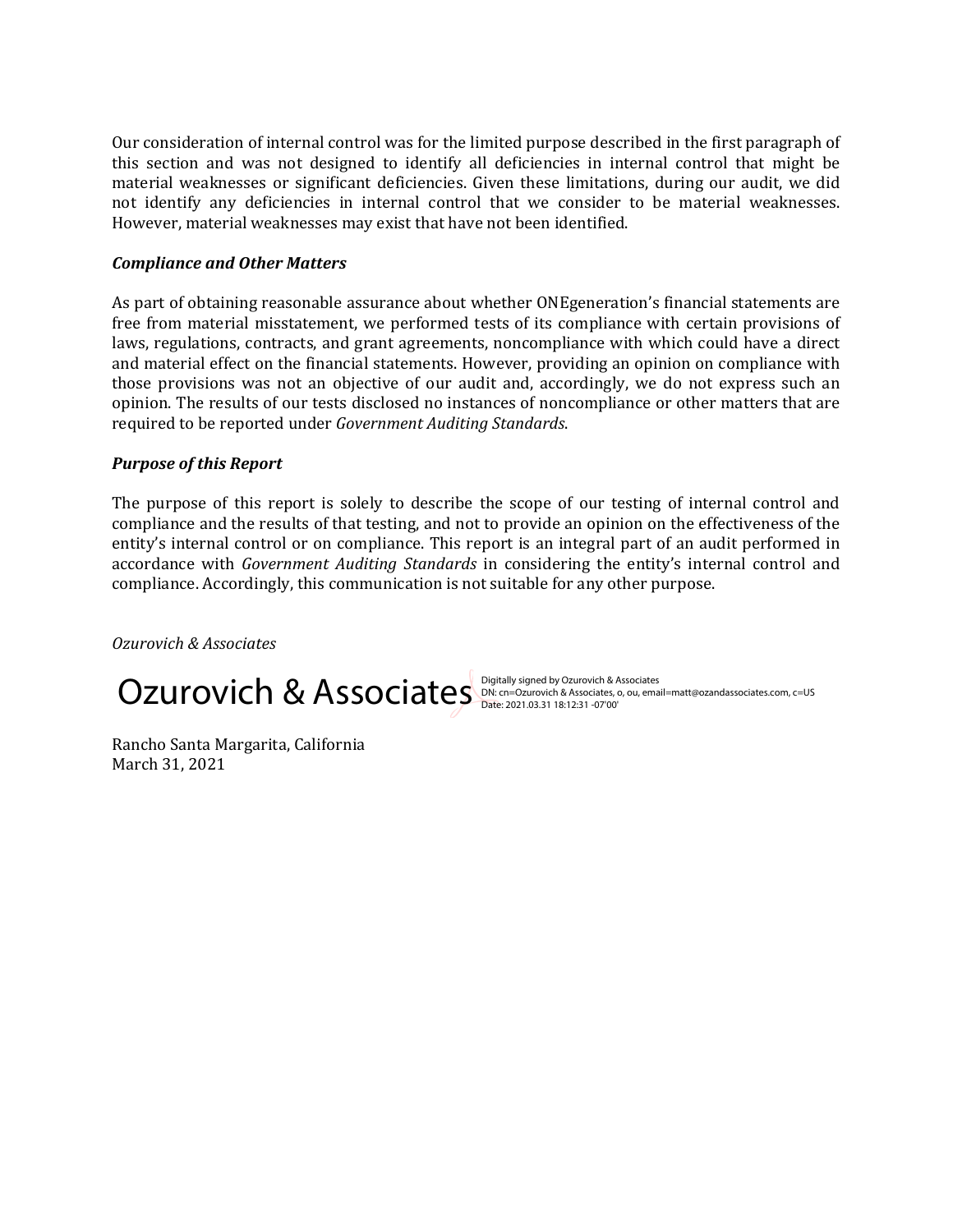Our consideration of internal control was for the limited purpose described in the first paragraph of this section and was not designed to identify all deficiencies in internal control that might be material weaknesses or significant deficiencies. Given these limitations, during our audit, we did not identify any deficiencies in internal control that we consider to be material weaknesses. However, material weaknesses may exist that have not been identified.

***Compliance and Other Matters***

As part of obtaining reasonable assurance about whether ONEgeneration's financial statements are free from material misstatement, we performed tests of its compliance with certain provisions of laws, regulations, contracts, and grant agreements, noncompliance with which could have a direct and material effect on the financial statements. However, providing an opinion on compliance with those provisions was not an objective of our audit and, accordingly, we do not express such an opinion. The results of our tests disclosed no instances of noncompliance or other matters that are required to be reported under *Government Auditing Standards*.

***Purpose of this Report***

The purpose of this report is solely to describe the scope of our testing of internal control and compliance and the results of that testing, and not to provide an opinion on the effectiveness of the entity's internal control or on compliance. This report is an integral part of an audit performed in accordance with *Government Auditing Standards* in considering the entity's internal control and compliance. Accordingly, this communication is not suitable for any other purpose.

*Ozurovich & Associates*

Ozurovich & Associates

Digitally signed by Ozurovich & Associates
DN: cn=Ozurovich & Associates, o, ou, email=matt@ozandassociates.com, c=US
Date: 2021.03.31 18:12:31 -07'00'

Rancho Santa Margarita, California
March 31, 2021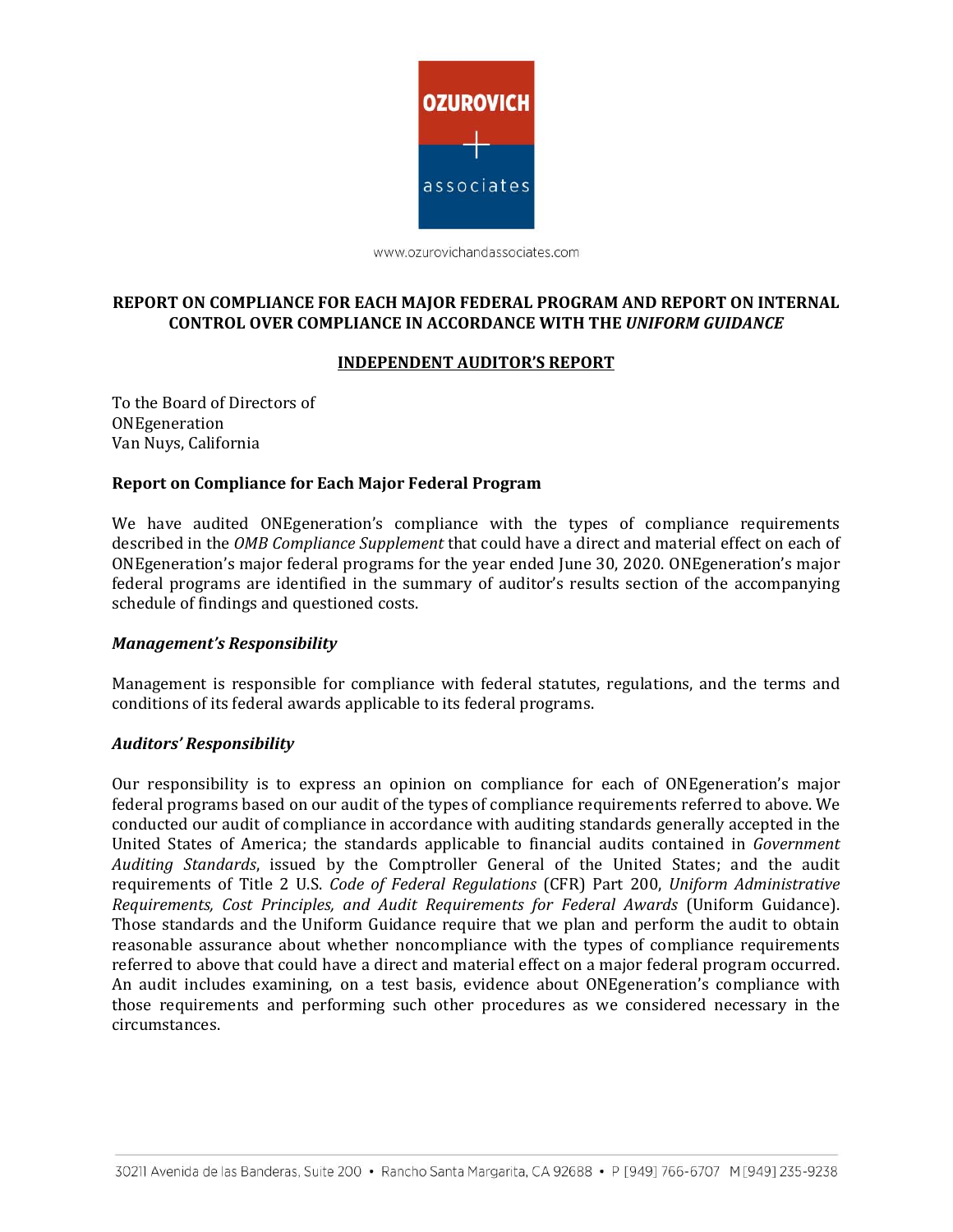OZUROVICH + associates

www.ozurovichandassociates.com

**REPORT ON COMPLIANCE FOR EACH MAJOR FEDERAL PROGRAM AND REPORT ON INTERNAL CONTROL OVER COMPLIANCE IN ACCORDANCE WITH THE *UNIFORM GUIDANCE***

**INDEPENDENT AUDITOR'S REPORT**

To the Board of Directors of
ONEgeneration
Van Nuys, California

### Report on Compliance for Each Major Federal Program

We have audited ONEgeneration's compliance with the types of compliance requirements described in the *OMB Compliance Supplement* that could have a direct and material effect on each of ONEgeneration's major federal programs for the year ended June 30, 2020. ONEgeneration's major federal programs are identified in the summary of auditor's results section of the accompanying schedule of findings and questioned costs.

#### *Management's Responsibility*

Management is responsible for compliance with federal statutes, regulations, and the terms and conditions of its federal awards applicable to its federal programs.

#### *Auditors' Responsibility*

Our responsibility is to express an opinion on compliance for each of ONEgeneration's major federal programs based on our audit of the types of compliance requirements referred to above. We conducted our audit of compliance in accordance with auditing standards generally accepted in the United States of America; the standards applicable to financial audits contained in *Government Auditing Standards*, issued by the Comptroller General of the United States; and the audit requirements of Title 2 U.S. *Code of Federal Regulations* (CFR) Part 200, *Uniform Administrative Requirements, Cost Principles, and Audit Requirements for Federal Awards* (Uniform Guidance). Those standards and the Uniform Guidance require that we plan and perform the audit to obtain reasonable assurance about whether noncompliance with the types of compliance requirements referred to above that could have a direct and material effect on a major federal program occurred. An audit includes examining, on a test basis, evidence about ONEgeneration's compliance with those requirements and performing such other procedures as we considered necessary in the circumstances.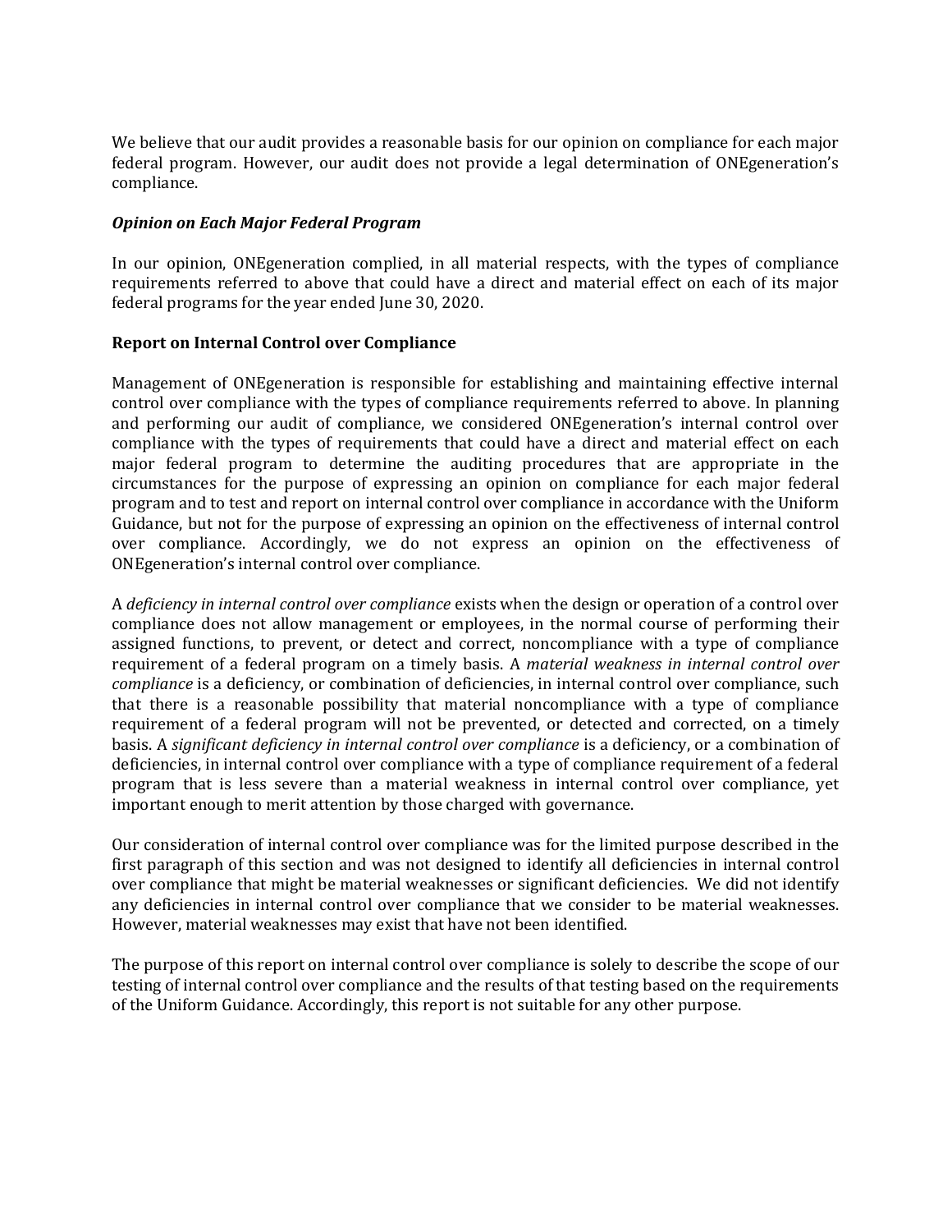We believe that our audit provides a reasonable basis for our opinion on compliance for each major federal program. However, our audit does not provide a legal determination of ONEgeneration's compliance.

***Opinion on Each Major Federal Program***

In our opinion, ONEgeneration complied, in all material respects, with the types of compliance requirements referred to above that could have a direct and material effect on each of its major federal programs for the year ended June 30, 2020.

**Report on Internal Control over Compliance**

Management of ONEgeneration is responsible for establishing and maintaining effective internal control over compliance with the types of compliance requirements referred to above. In planning and performing our audit of compliance, we considered ONEgeneration's internal control over compliance with the types of requirements that could have a direct and material effect on each major federal program to determine the auditing procedures that are appropriate in the circumstances for the purpose of expressing an opinion on compliance for each major federal program and to test and report on internal control over compliance in accordance with the Uniform Guidance, but not for the purpose of expressing an opinion on the effectiveness of internal control over compliance. Accordingly, we do not express an opinion on the effectiveness of ONEgeneration's internal control over compliance.

A *deficiency in internal control over compliance* exists when the design or operation of a control over compliance does not allow management or employees, in the normal course of performing their assigned functions, to prevent, or detect and correct, noncompliance with a type of compliance requirement of a federal program on a timely basis. A *material weakness in internal control over compliance* is a deficiency, or combination of deficiencies, in internal control over compliance, such that there is a reasonable possibility that material noncompliance with a type of compliance requirement of a federal program will not be prevented, or detected and corrected, on a timely basis. A *significant deficiency in internal control over compliance* is a deficiency, or a combination of deficiencies, in internal control over compliance with a type of compliance requirement of a federal program that is less severe than a material weakness in internal control over compliance, yet important enough to merit attention by those charged with governance.

Our consideration of internal control over compliance was for the limited purpose described in the first paragraph of this section and was not designed to identify all deficiencies in internal control over compliance that might be material weaknesses or significant deficiencies. We did not identify any deficiencies in internal control over compliance that we consider to be material weaknesses. However, material weaknesses may exist that have not been identified.

The purpose of this report on internal control over compliance is solely to describe the scope of our testing of internal control over compliance and the results of that testing based on the requirements of the Uniform Guidance. Accordingly, this report is not suitable for any other purpose.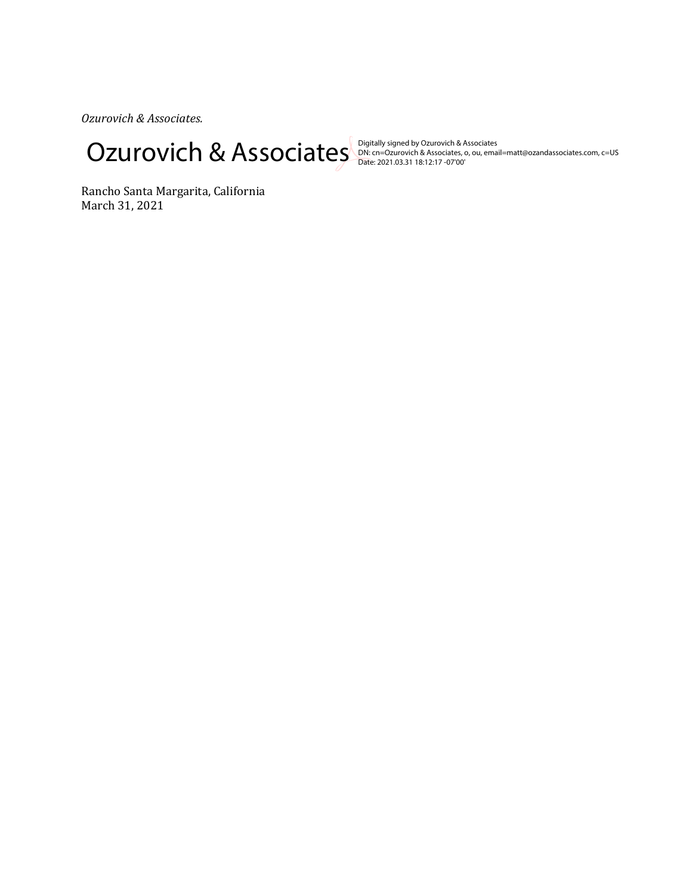*Ozurovich & Associates.*

Ozurovich & Associates

Digitally signed by Ozurovich & Associates
DN: cn=Ozurovich & Associates, o, ou, email=matt@ozandassociates.com, c=US
Date: 2021.03.31 18:12:17 -07'00'

Rancho Santa Margarita, California
March 31, 2021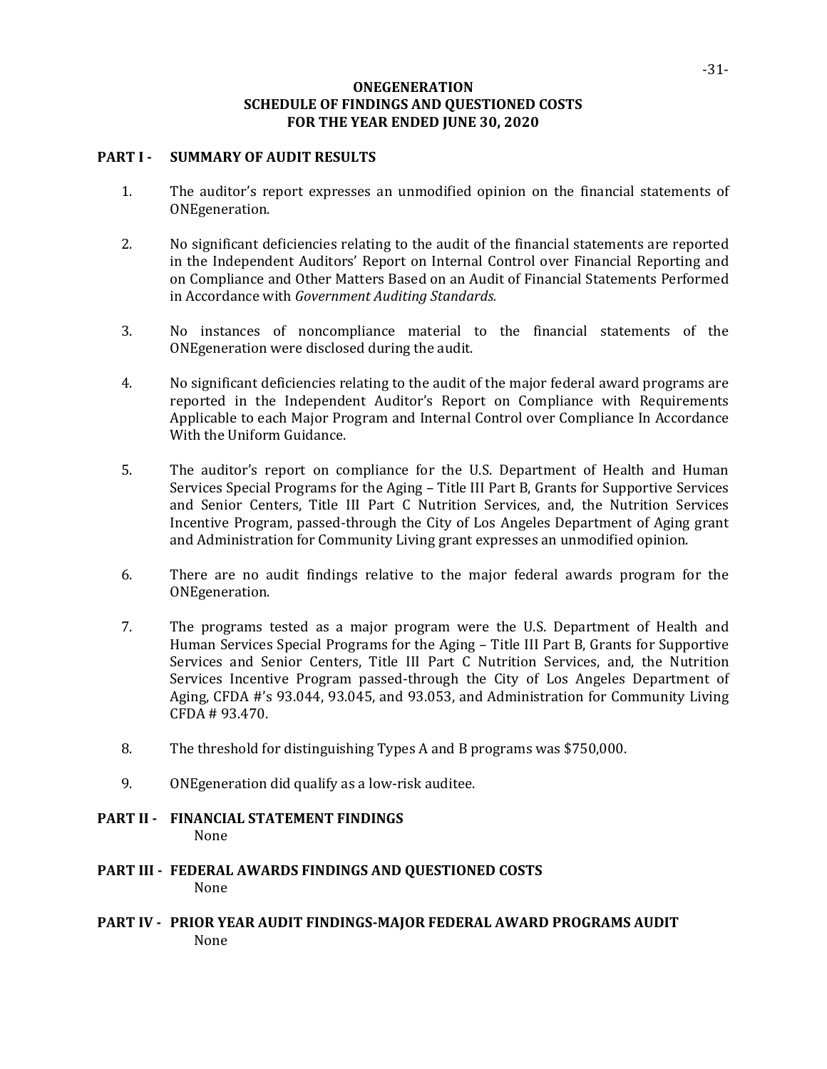# ONEGENERATION
## SCHEDULE OF FINDINGS AND QUESTIONED COSTS
## FOR THE YEAR ENDED JUNE 30, 2020

### PART I - SUMMARY OF AUDIT RESULTS

1. The auditor's report expresses an unmodified opinion on the financial statements of ONEgeneration.

2. No significant deficiencies relating to the audit of the financial statements are reported in the Independent Auditors' Report on Internal Control over Financial Reporting and on Compliance and Other Matters Based on an Audit of Financial Statements Performed in Accordance with *Government Auditing Standards.*

3. No instances of noncompliance material to the financial statements of the ONEgeneration were disclosed during the audit.

4. No significant deficiencies relating to the audit of the major federal award programs are reported in the Independent Auditor's Report on Compliance with Requirements Applicable to each Major Program and Internal Control over Compliance In Accordance With the Uniform Guidance.

5. The auditor's report on compliance for the U.S. Department of Health and Human Services Special Programs for the Aging – Title III Part B, Grants for Supportive Services and Senior Centers, Title III Part C Nutrition Services, and, the Nutrition Services Incentive Program, passed-through the City of Los Angeles Department of Aging grant and Administration for Community Living grant expresses an unmodified opinion.

6. There are no audit findings relative to the major federal awards program for the ONEgeneration.

7. The programs tested as a major program were the U.S. Department of Health and Human Services Special Programs for the Aging – Title III Part B, Grants for Supportive Services and Senior Centers, Title III Part C Nutrition Services, and, the Nutrition Services Incentive Program passed-through the City of Los Angeles Department of Aging, CFDA #'s 93.044, 93.045, and 93.053, and Administration for Community Living CFDA # 93.470.

8. The threshold for distinguishing Types A and B programs was $750,000.

9. ONEgeneration did qualify as a low-risk auditee.

### PART II - FINANCIAL STATEMENT FINDINGS

None

### PART III - FEDERAL AWARDS FINDINGS AND QUESTIONED COSTS

None

### PART IV - PRIOR YEAR AUDIT FINDINGS-MAJOR FEDERAL AWARD PROGRAMS AUDIT

None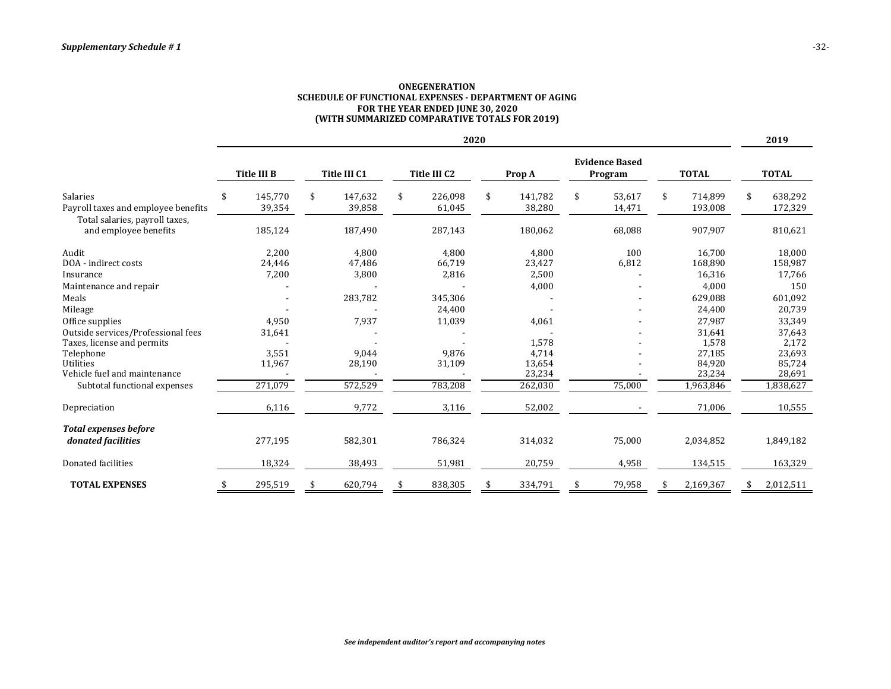*Supplementary Schedule # 1*

**ONEGENERATION**
**SCHEDULE OF FUNCTIONAL EXPENSES - DEPARTMENT OF AGING**
**FOR THE YEAR ENDED JUNE 30, 2020**
**(WITH SUMMARIZED COMPARATIVE TOTALS FOR 2019)**

| | 2020 | | | | | | 2019 |
|---|---|---|---|---|---|---|---|
| | Title III B | Title III C1 | Title III C2 | Prop A | Evidence Based Program | TOTAL | TOTAL |
| Salaries | $ 145,770 | $ 147,632 | $ 226,098 | $ 141,782 | $ 53,617 | $ 714,899 | $ 638,292 |
| Payroll taxes and employee benefits | 39,354 | 39,858 | 61,045 | 38,280 | 14,471 | 193,008 | 172,329 |
| Total salaries, payroll taxes, and employee benefits | 185,124 | 187,490 | 287,143 | 180,062 | 68,088 | 907,907 | 810,621 |
| Audit | 2,200 | 4,800 | 4,800 | 4,800 | 100 | 16,700 | 18,000 |
| DOA - indirect costs | 24,446 | 47,486 | 66,719 | 23,427 | 6,812 | 168,890 | 158,987 |
| Insurance | 7,200 | 3,800 | 2,816 | 2,500 | - | 16,316 | 17,766 |
| Maintenance and repair | - | - | - | 4,000 | - | 4,000 | 150 |
| Meals | - | 283,782 | 345,306 | - | - | 629,088 | 601,092 |
| Mileage | - | - | 24,400 | - | - | 24,400 | 20,739 |
| Office supplies | 4,950 | 7,937 | 11,039 | 4,061 | - | 27,987 | 33,349 |
| Outside services/Professional fees | 31,641 | - | - | - | - | 31,641 | 37,643 |
| Taxes, license and permits | - | - | - | 1,578 | - | 1,578 | 2,172 |
| Telephone | 3,551 | 9,044 | 9,876 | 4,714 | - | 27,185 | 23,693 |
| Utilities | 11,967 | 28,190 | 31,109 | 13,654 | - | 84,920 | 85,724 |
| Vehicle fuel and maintenance | - | - | - | 23,234 | - | 23,234 | 28,691 |
| Subtotal functional expenses | 271,079 | 572,529 | 783,208 | 262,030 | 75,000 | 1,963,846 | 1,838,627 |
| Depreciation | 6,116 | 9,772 | 3,116 | 52,002 | - | 71,006 | 10,555 |
| ***Total expenses before donated facilities*** | 277,195 | 582,301 | 786,324 | 314,032 | 75,000 | 2,034,852 | 1,849,182 |
| Donated facilities | 18,324 | 38,493 | 51,981 | 20,759 | 4,958 | 134,515 | 163,329 |
| **TOTAL EXPENSES** | $ 295,519 | $ 620,794 | $ 838,305 | $ 334,791 | $ 79,958 | $ 2,169,367 | $ 2,012,511 |

*See independent auditor's report and accompanying notes*